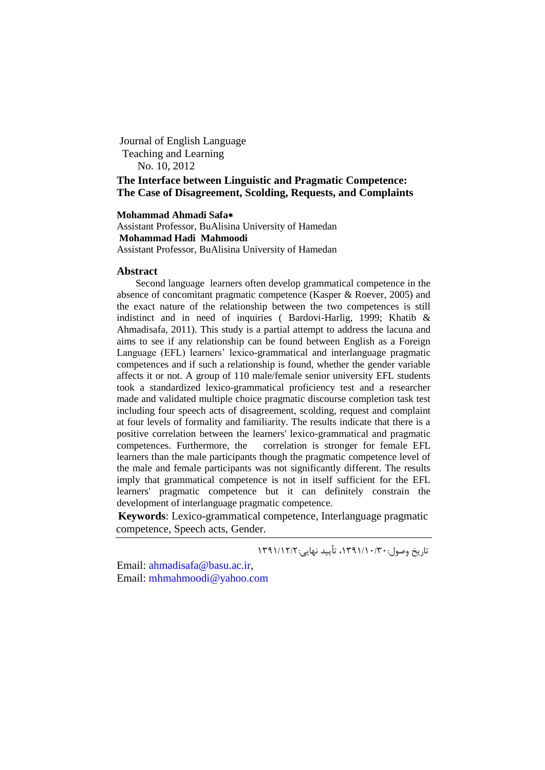Journal of English Language Teaching and Learning
No. 10, 2012

# The Interface between Linguistic and Pragmatic Competence: The Case of Disagreement, Scolding, Requests, and Complaints

**Mohammad Ahmadi Safa*** 
Assistant Professor, BuAlisina University of Hamedan
**Mohammad Hadi Mahmoodi**
Assistant Professor, BuAlisina University of Hamedan

## Abstract

Second language learners often develop grammatical competence in the absence of concomitant pragmatic competence (Kasper & Roever, 2005) and the exact nature of the relationship between the two competences is still indistinct and in need of inquiries ( Bardovi-Harlig, 1999; Khatib & Ahmadisafa, 2011). This study is a partial attempt to address the lacuna and aims to see if any relationship can be found between English as a Foreign Language (EFL) learners' lexico-grammatical and interlanguage pragmatic competences and if such a relationship is found, whether the gender variable affects it or not. A group of 110 male/female senior university EFL students took a standardized lexico-grammatical proficiency test and a researcher made and validated multiple choice pragmatic discourse completion task test including four speech acts of disagreement, scolding, request and complaint at four levels of formality and familiarity. The results indicate that there is a positive correlation between the learners' lexico-grammatical and pragmatic competences. Furthermore, the correlation is stronger for female EFL learners than the male participants though the pragmatic competence level of the male and female participants was not significantly different. The results imply that grammatical competence is not in itself sufficient for the EFL learners' pragmatic competence but it can definitely constrain the development of interlanguage pragmatic competence.

**Keywords**: Lexico-grammatical competence, Interlanguage pragmatic competence, Speech acts, Gender.

---

تاریخ وصول:۱۳۹۱/۱۰/۳۰، تأیید نهایی:۱۳۹۱/۱۲/۲

Email: ahmadisafa@basu.ac.ir,
Email: mhmahmoodi@yahoo.com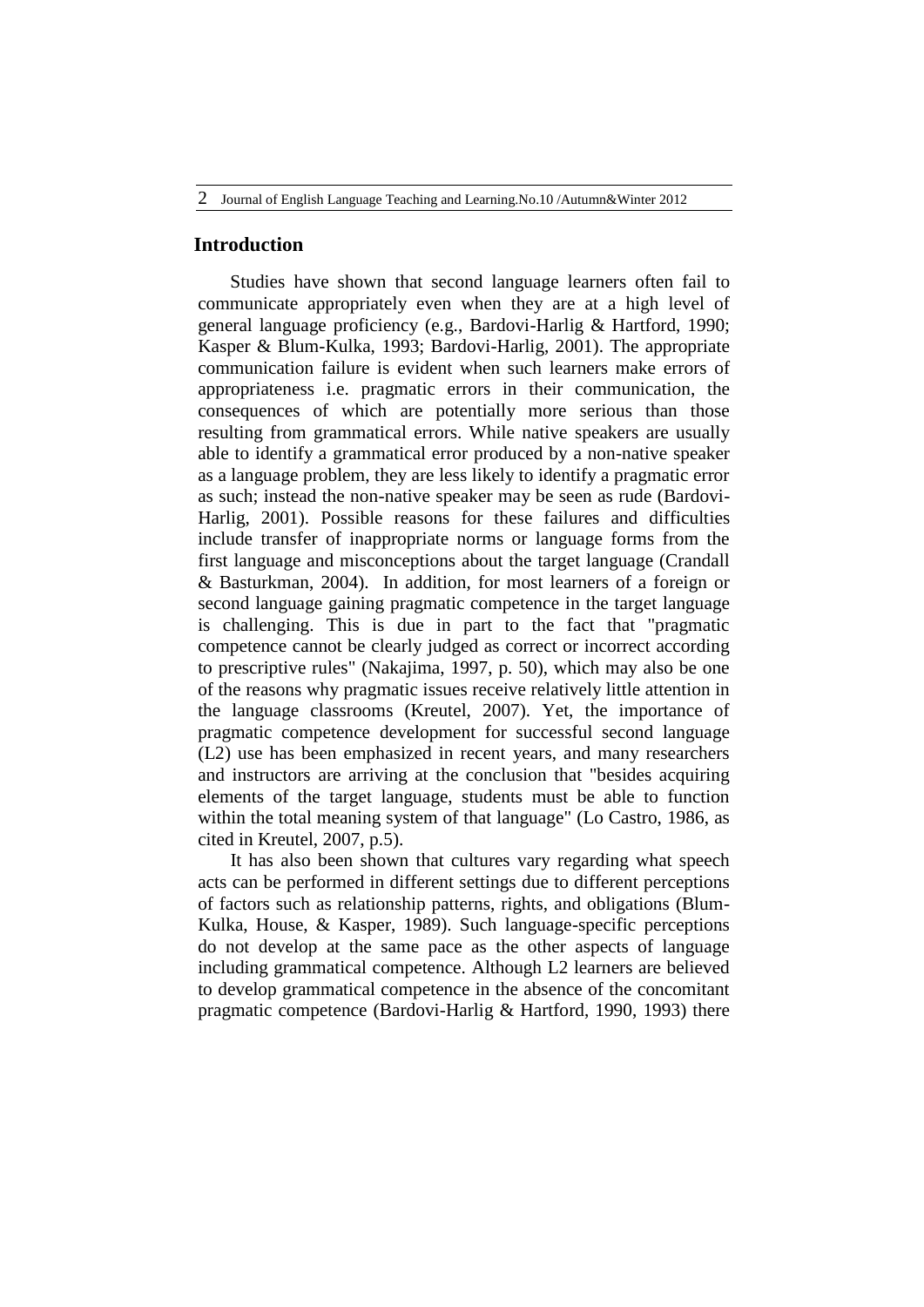## Introduction

Studies have shown that second language learners often fail to communicate appropriately even when they are at a high level of general language proficiency (e.g., Bardovi-Harlig & Hartford, 1990; Kasper & Blum-Kulka, 1993; Bardovi-Harlig, 2001). The appropriate communication failure is evident when such learners make errors of appropriateness i.e. pragmatic errors in their communication, the consequences of which are potentially more serious than those resulting from grammatical errors. While native speakers are usually able to identify a grammatical error produced by a non-native speaker as a language problem, they are less likely to identify a pragmatic error as such; instead the non-native speaker may be seen as rude (Bardovi-Harlig, 2001). Possible reasons for these failures and difficulties include transfer of inappropriate norms or language forms from the first language and misconceptions about the target language (Crandall & Basturkman, 2004). In addition, for most learners of a foreign or second language gaining pragmatic competence in the target language is challenging. This is due in part to the fact that "pragmatic competence cannot be clearly judged as correct or incorrect according to prescriptive rules" (Nakajima, 1997, p. 50), which may also be one of the reasons why pragmatic issues receive relatively little attention in the language classrooms (Kreutel, 2007). Yet, the importance of pragmatic competence development for successful second language (L2) use has been emphasized in recent years, and many researchers and instructors are arriving at the conclusion that "besides acquiring elements of the target language, students must be able to function within the total meaning system of that language" (Lo Castro, 1986, as cited in Kreutel, 2007, p.5).

It has also been shown that cultures vary regarding what speech acts can be performed in different settings due to different perceptions of factors such as relationship patterns, rights, and obligations (Blum-Kulka, House, & Kasper, 1989). Such language-specific perceptions do not develop at the same pace as the other aspects of language including grammatical competence. Although L2 learners are believed to develop grammatical competence in the absence of the concomitant pragmatic competence (Bardovi-Harlig & Hartford, 1990, 1993) there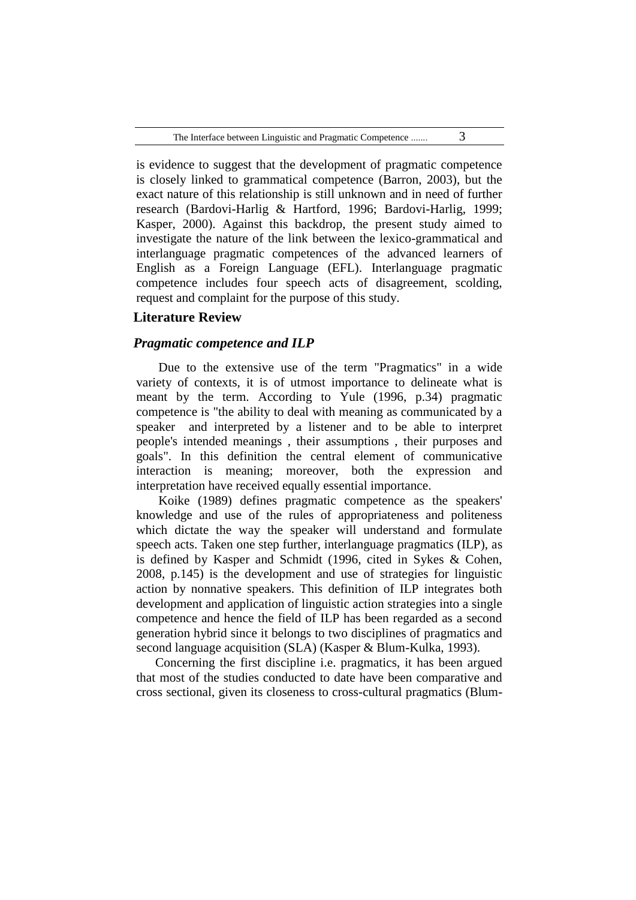is evidence to suggest that the development of pragmatic competence is closely linked to grammatical competence (Barron, 2003), but the exact nature of this relationship is still unknown and in need of further research (Bardovi-Harlig & Hartford, 1996; Bardovi-Harlig, 1999; Kasper, 2000). Against this backdrop, the present study aimed to investigate the nature of the link between the lexico-grammatical and interlanguage pragmatic competences of the advanced learners of English as a Foreign Language (EFL). Interlanguage pragmatic competence includes four speech acts of disagreement, scolding, request and complaint for the purpose of this study.

## Literature Review

### *Pragmatic competence and ILP*

Due to the extensive use of the term "Pragmatics" in a wide variety of contexts, it is of utmost importance to delineate what is meant by the term. According to Yule (1996, p.34) pragmatic competence is "the ability to deal with meaning as communicated by a speaker and interpreted by a listener and to be able to interpret people's intended meanings , their assumptions , their purposes and goals". In this definition the central element of communicative interaction is meaning; moreover, both the expression and interpretation have received equally essential importance.

Koike (1989) defines pragmatic competence as the speakers' knowledge and use of the rules of appropriateness and politeness which dictate the way the speaker will understand and formulate speech acts. Taken one step further, interlanguage pragmatics (ILP), as is defined by Kasper and Schmidt (1996, cited in Sykes & Cohen, 2008, p.145) is the development and use of strategies for linguistic action by nonnative speakers. This definition of ILP integrates both development and application of linguistic action strategies into a single competence and hence the field of ILP has been regarded as a second generation hybrid since it belongs to two disciplines of pragmatics and second language acquisition (SLA) (Kasper & Blum-Kulka, 1993).

Concerning the first discipline i.e. pragmatics, it has been argued that most of the studies conducted to date have been comparative and cross sectional, given its closeness to cross-cultural pragmatics (Blum-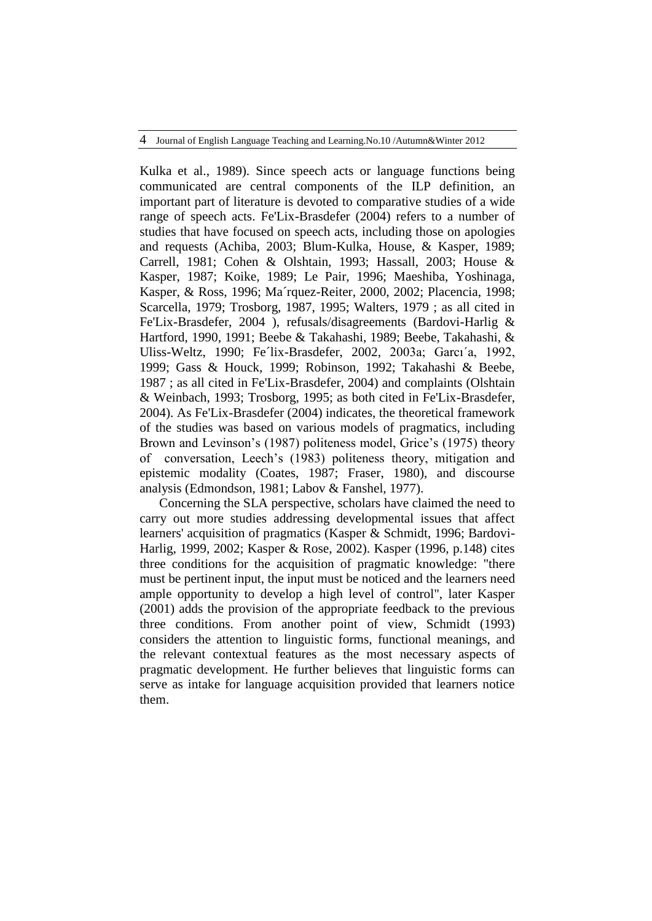Kulka et al., 1989). Since speech acts or language functions being communicated are central components of the ILP definition, an important part of literature is devoted to comparative studies of a wide range of speech acts. Fe'Lix-Brasdefer (2004) refers to a number of studies that have focused on speech acts, including those on apologies and requests (Achiba, 2003; Blum-Kulka, House, & Kasper, 1989; Carrell, 1981; Cohen & Olshtain, 1993; Hassall, 2003; House & Kasper, 1987; Koike, 1989; Le Pair, 1996; Maeshiba, Yoshinaga, Kasper, & Ross, 1996; Ma´rquez-Reiter, 2000, 2002; Placencia, 1998; Scarcella, 1979; Trosborg, 1987, 1995; Walters, 1979 ; as all cited in Fe'Lix-Brasdefer, 2004 ), refusals/disagreements (Bardovi-Harlig & Hartford, 1990, 1991; Beebe & Takahashi, 1989; Beebe, Takahashi, & Uliss-Weltz, 1990; Fe´lix-Brasdefer, 2002, 2003a; Garcı´a, 1992, 1999; Gass & Houck, 1999; Robinson, 1992; Takahashi & Beebe, 1987 ; as all cited in Fe'Lix-Brasdefer, 2004) and complaints (Olshtain & Weinbach, 1993; Trosborg, 1995; as both cited in Fe'Lix-Brasdefer, 2004). As Fe'Lix-Brasdefer (2004) indicates, the theoretical framework of the studies was based on various models of pragmatics, including Brown and Levinson's (1987) politeness model, Grice's (1975) theory of conversation, Leech's (1983) politeness theory, mitigation and epistemic modality (Coates, 1987; Fraser, 1980), and discourse analysis (Edmondson, 1981; Labov & Fanshel, 1977).

Concerning the SLA perspective, scholars have claimed the need to carry out more studies addressing developmental issues that affect learners' acquisition of pragmatics (Kasper & Schmidt, 1996; Bardovi-Harlig, 1999, 2002; Kasper & Rose, 2002). Kasper (1996, p.148) cites three conditions for the acquisition of pragmatic knowledge: "there must be pertinent input, the input must be noticed and the learners need ample opportunity to develop a high level of control", later Kasper (2001) adds the provision of the appropriate feedback to the previous three conditions. From another point of view, Schmidt (1993) considers the attention to linguistic forms, functional meanings, and the relevant contextual features as the most necessary aspects of pragmatic development. He further believes that linguistic forms can serve as intake for language acquisition provided that learners notice them.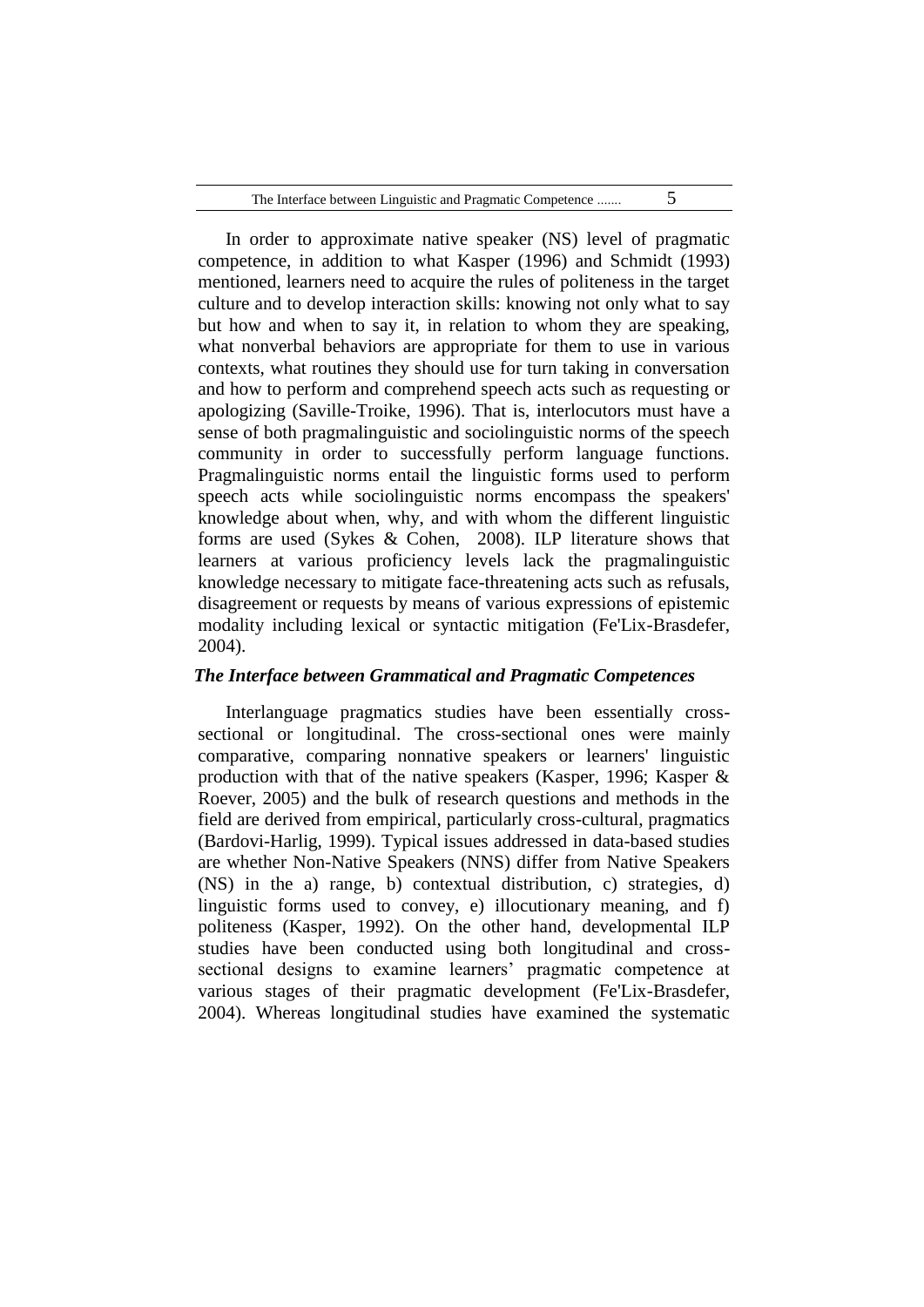In order to approximate native speaker (NS) level of pragmatic competence, in addition to what Kasper (1996) and Schmidt (1993) mentioned, learners need to acquire the rules of politeness in the target culture and to develop interaction skills: knowing not only what to say but how and when to say it, in relation to whom they are speaking, what nonverbal behaviors are appropriate for them to use in various contexts, what routines they should use for turn taking in conversation and how to perform and comprehend speech acts such as requesting or apologizing (Saville-Troike, 1996). That is, interlocutors must have a sense of both pragmalinguistic and sociolinguistic norms of the speech community in order to successfully perform language functions. Pragmalinguistic norms entail the linguistic forms used to perform speech acts while sociolinguistic norms encompass the speakers' knowledge about when, why, and with whom the different linguistic forms are used (Sykes & Cohen, 2008). ILP literature shows that learners at various proficiency levels lack the pragmalinguistic knowledge necessary to mitigate face-threatening acts such as refusals, disagreement or requests by means of various expressions of epistemic modality including lexical or syntactic mitigation (Fe'Lix-Brasdefer, 2004).

### *The Interface between Grammatical and Pragmatic Competences*

Interlanguage pragmatics studies have been essentially cross-sectional or longitudinal. The cross-sectional ones were mainly comparative, comparing nonnative speakers or learners' linguistic production with that of the native speakers (Kasper, 1996; Kasper & Roever, 2005) and the bulk of research questions and methods in the field are derived from empirical, particularly cross-cultural, pragmatics (Bardovi-Harlig, 1999). Typical issues addressed in data-based studies are whether Non-Native Speakers (NNS) differ from Native Speakers (NS) in the a) range, b) contextual distribution, c) strategies, d) linguistic forms used to convey, e) illocutionary meaning, and f) politeness (Kasper, 1992). On the other hand, developmental ILP studies have been conducted using both longitudinal and cross-sectional designs to examine learners' pragmatic competence at various stages of their pragmatic development (Fe'Lix-Brasdefer, 2004). Whereas longitudinal studies have examined the systematic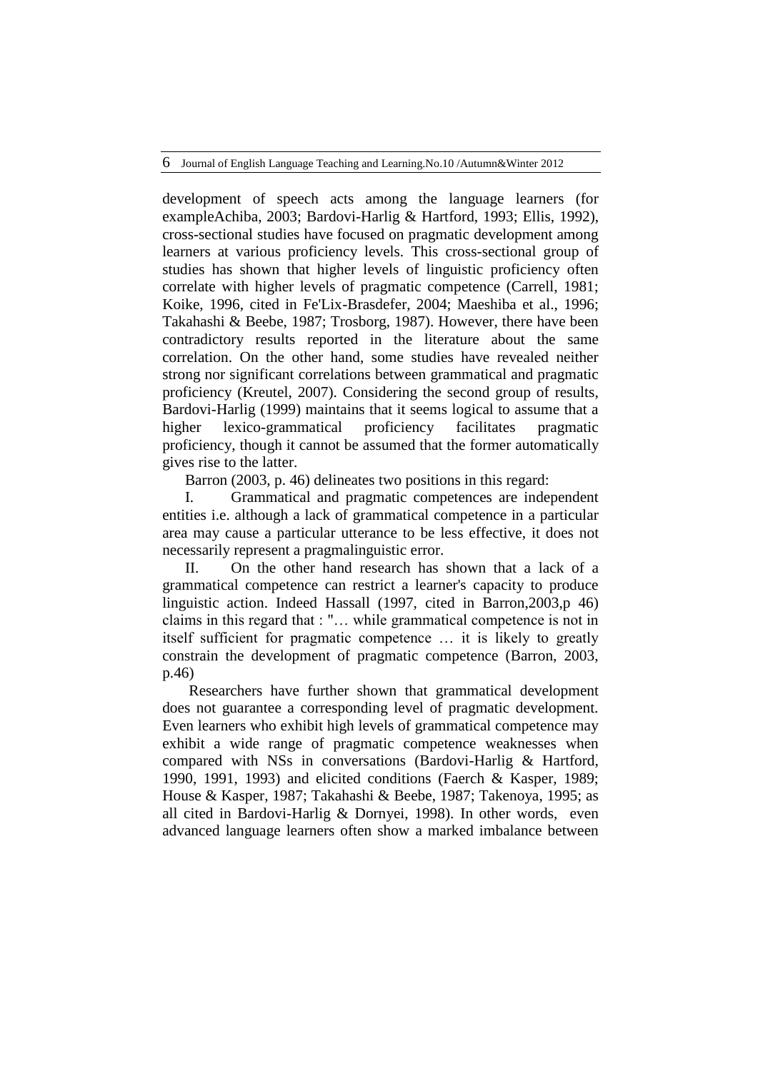development of speech acts among the language learners (for exampleAchiba, 2003; Bardovi-Harlig & Hartford, 1993; Ellis, 1992), cross-sectional studies have focused on pragmatic development among learners at various proficiency levels. This cross-sectional group of studies has shown that higher levels of linguistic proficiency often correlate with higher levels of pragmatic competence (Carrell, 1981; Koike, 1996, cited in Fe'Lix-Brasdefer, 2004; Maeshiba et al., 1996; Takahashi & Beebe, 1987; Trosborg, 1987). However, there have been contradictory results reported in the literature about the same correlation. On the other hand, some studies have revealed neither strong nor significant correlations between grammatical and pragmatic proficiency (Kreutel, 2007). Considering the second group of results, Bardovi-Harlig (1999) maintains that it seems logical to assume that a higher lexico-grammatical proficiency facilitates pragmatic proficiency, though it cannot be assumed that the former automatically gives rise to the latter.

Barron (2003, p. 46) delineates two positions in this regard:

I. Grammatical and pragmatic competences are independent entities i.e. although a lack of grammatical competence in a particular area may cause a particular utterance to be less effective, it does not necessarily represent a pragmalinguistic error.

II. On the other hand research has shown that a lack of a grammatical competence can restrict a learner's capacity to produce linguistic action. Indeed Hassall (1997, cited in Barron,2003,p 46) claims in this regard that : "… while grammatical competence is not in itself sufficient for pragmatic competence … it is likely to greatly constrain the development of pragmatic competence (Barron, 2003, p.46)

Researchers have further shown that grammatical development does not guarantee a corresponding level of pragmatic development. Even learners who exhibit high levels of grammatical competence may exhibit a wide range of pragmatic competence weaknesses when compared with NSs in conversations (Bardovi-Harlig & Hartford, 1990, 1991, 1993) and elicited conditions (Faerch & Kasper, 1989; House & Kasper, 1987; Takahashi & Beebe, 1987; Takenoya, 1995; as all cited in Bardovi-Harlig & Dornyei, 1998). In other words, even advanced language learners often show a marked imbalance between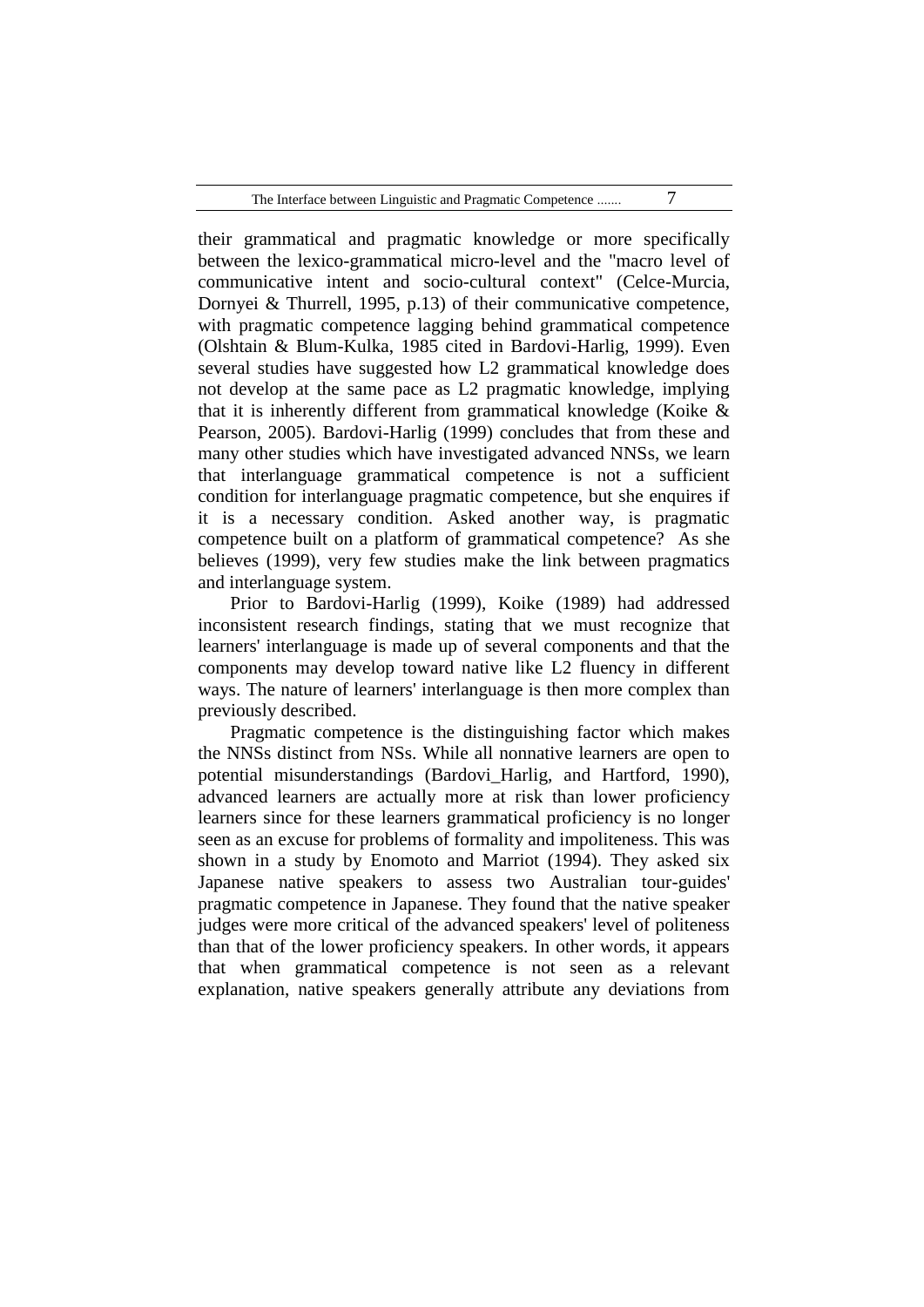their grammatical and pragmatic knowledge or more specifically between the lexico-grammatical micro-level and the "macro level of communicative intent and socio-cultural context" (Celce-Murcia, Dornyei & Thurrell, 1995, p.13) of their communicative competence, with pragmatic competence lagging behind grammatical competence (Olshtain & Blum-Kulka, 1985 cited in Bardovi-Harlig, 1999). Even several studies have suggested how L2 grammatical knowledge does not develop at the same pace as L2 pragmatic knowledge, implying that it is inherently different from grammatical knowledge (Koike & Pearson, 2005). Bardovi-Harlig (1999) concludes that from these and many other studies which have investigated advanced NNSs, we learn that interlanguage grammatical competence is not a sufficient condition for interlanguage pragmatic competence, but she enquires if it is a necessary condition. Asked another way, is pragmatic competence built on a platform of grammatical competence? As she believes (1999), very few studies make the link between pragmatics and interlanguage system.

Prior to Bardovi-Harlig (1999), Koike (1989) had addressed inconsistent research findings, stating that we must recognize that learners' interlanguage is made up of several components and that the components may develop toward native like L2 fluency in different ways. The nature of learners' interlanguage is then more complex than previously described.

Pragmatic competence is the distinguishing factor which makes the NNSs distinct from NSs. While all nonnative learners are open to potential misunderstandings (Bardovi_Harlig, and Hartford, 1990), advanced learners are actually more at risk than lower proficiency learners since for these learners grammatical proficiency is no longer seen as an excuse for problems of formality and impoliteness. This was shown in a study by Enomoto and Marriot (1994). They asked six Japanese native speakers to assess two Australian tour-guides' pragmatic competence in Japanese. They found that the native speaker judges were more critical of the advanced speakers' level of politeness than that of the lower proficiency speakers. In other words, it appears that when grammatical competence is not seen as a relevant explanation, native speakers generally attribute any deviations from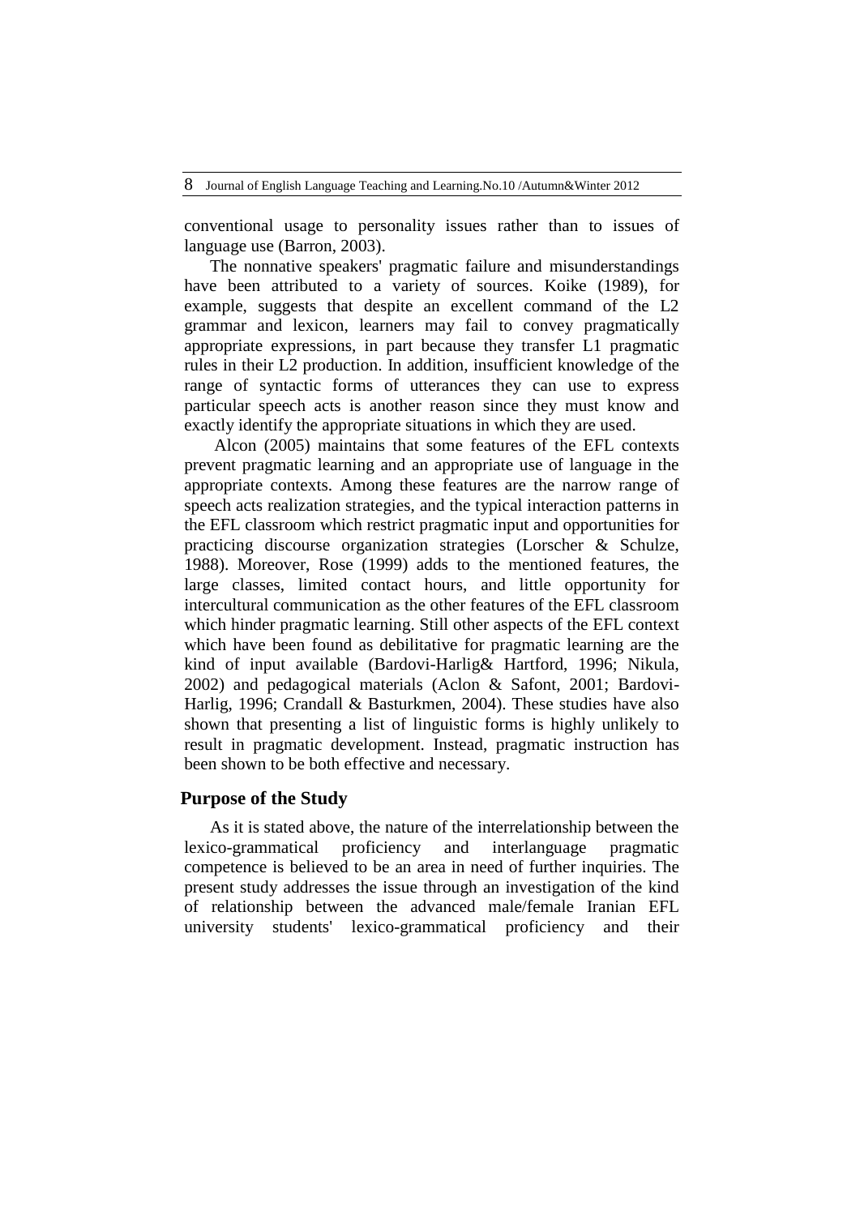conventional usage to personality issues rather than to issues of language use (Barron, 2003).

The nonnative speakers' pragmatic failure and misunderstandings have been attributed to a variety of sources. Koike (1989), for example, suggests that despite an excellent command of the L2 grammar and lexicon, learners may fail to convey pragmatically appropriate expressions, in part because they transfer L1 pragmatic rules in their L2 production. In addition, insufficient knowledge of the range of syntactic forms of utterances they can use to express particular speech acts is another reason since they must know and exactly identify the appropriate situations in which they are used.

Alcon (2005) maintains that some features of the EFL contexts prevent pragmatic learning and an appropriate use of language in the appropriate contexts. Among these features are the narrow range of speech acts realization strategies, and the typical interaction patterns in the EFL classroom which restrict pragmatic input and opportunities for practicing discourse organization strategies (Lorscher & Schulze, 1988). Moreover, Rose (1999) adds to the mentioned features, the large classes, limited contact hours, and little opportunity for intercultural communication as the other features of the EFL classroom which hinder pragmatic learning. Still other aspects of the EFL context which have been found as debilitative for pragmatic learning are the kind of input available (Bardovi-Harlig& Hartford, 1996; Nikula, 2002) and pedagogical materials (Aclon & Safont, 2001; Bardovi-Harlig, 1996; Crandall & Basturkmen, 2004). These studies have also shown that presenting a list of linguistic forms is highly unlikely to result in pragmatic development. Instead, pragmatic instruction has been shown to be both effective and necessary.

## Purpose of the Study

As it is stated above, the nature of the interrelationship between the lexico-grammatical proficiency and interlanguage pragmatic competence is believed to be an area in need of further inquiries. The present study addresses the issue through an investigation of the kind of relationship between the advanced male/female Iranian EFL university students' lexico-grammatical proficiency and their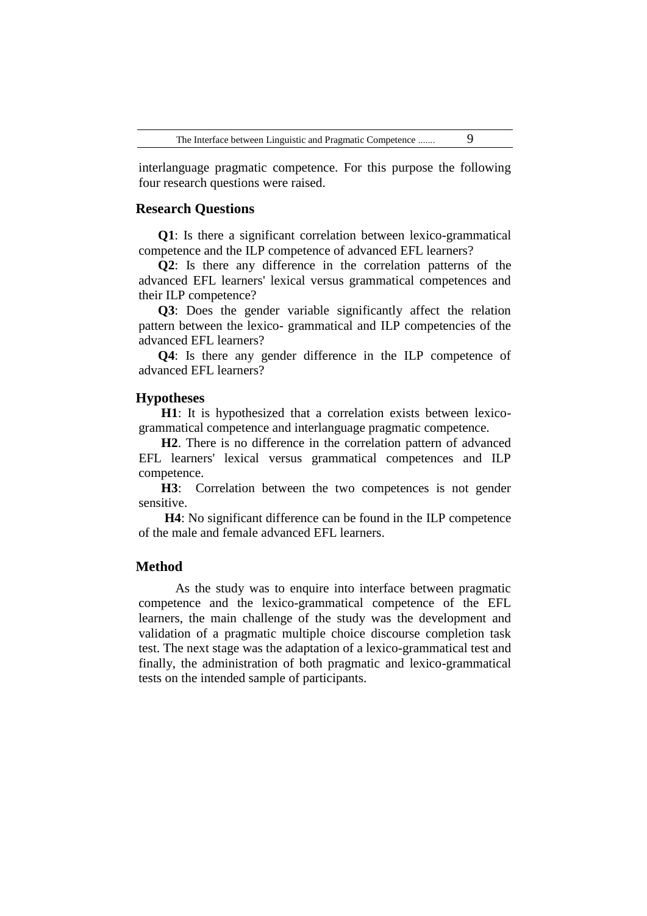interlanguage pragmatic competence. For this purpose the following four research questions were raised.

## Research Questions

**Q1**: Is there a significant correlation between lexico-grammatical competence and the ILP competence of advanced EFL learners?

**Q2**: Is there any difference in the correlation patterns of the advanced EFL learners' lexical versus grammatical competences and their ILP competence?

**Q3**: Does the gender variable significantly affect the relation pattern between the lexico- grammatical and ILP competencies of the advanced EFL learners?

**Q4**: Is there any gender difference in the ILP competence of advanced EFL learners?

## Hypotheses

**H1**: It is hypothesized that a correlation exists between lexico-grammatical competence and interlanguage pragmatic competence.

**H2**. There is no difference in the correlation pattern of advanced EFL learners' lexical versus grammatical competences and ILP competence.

**H3**: Correlation between the two competences is not gender sensitive.

**H4**: No significant difference can be found in the ILP competence of the male and female advanced EFL learners.

## Method

As the study was to enquire into interface between pragmatic competence and the lexico-grammatical competence of the EFL learners, the main challenge of the study was the development and validation of a pragmatic multiple choice discourse completion task test. The next stage was the adaptation of a lexico-grammatical test and finally, the administration of both pragmatic and lexico-grammatical tests on the intended sample of participants.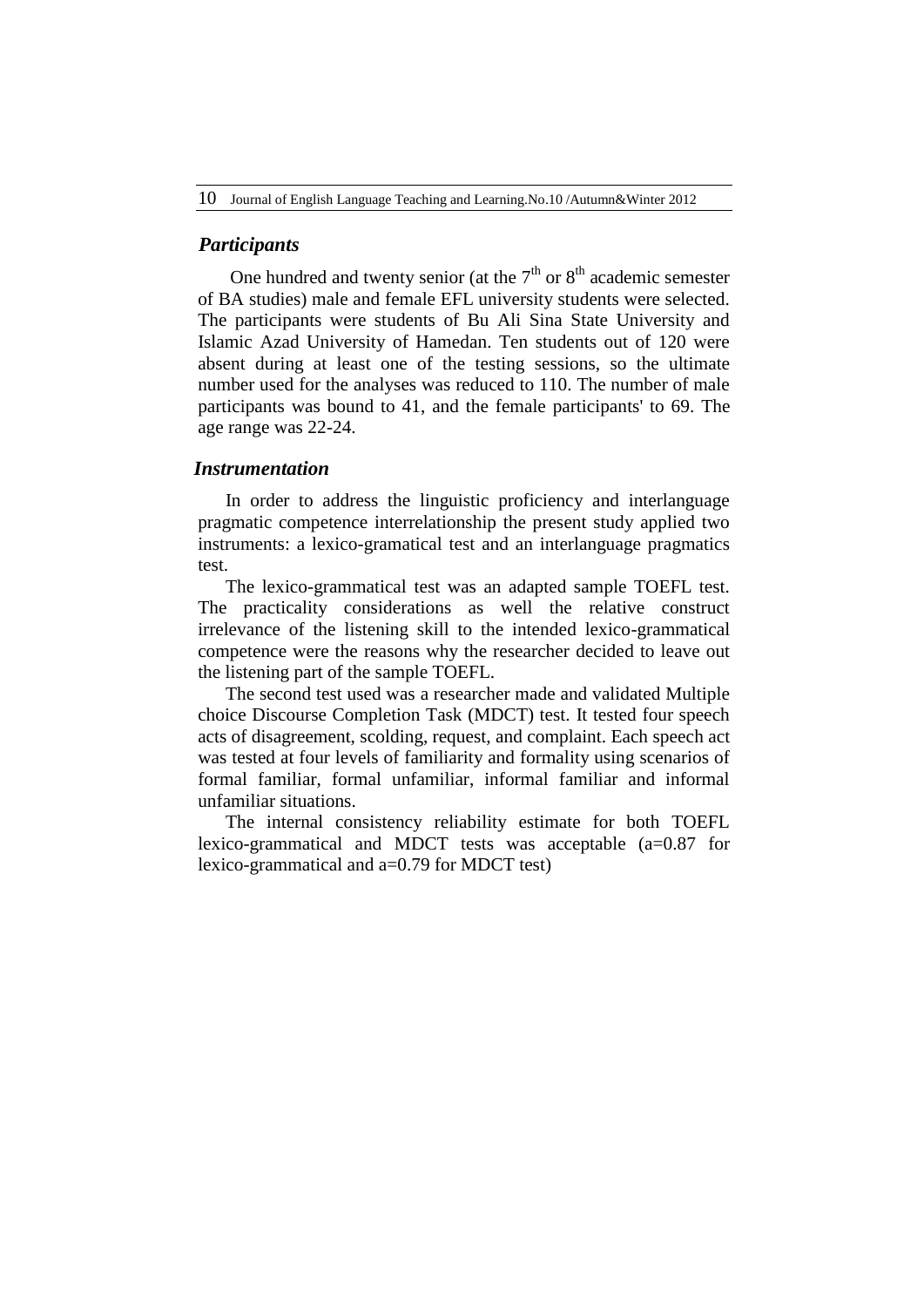### *Participants*

One hundred and twenty senior (at the 7th or 8th academic semester of BA studies) male and female EFL university students were selected. The participants were students of Bu Ali Sina State University and Islamic Azad University of Hamedan. Ten students out of 120 were absent during at least one of the testing sessions, so the ultimate number used for the analyses was reduced to 110. The number of male participants was bound to 41, and the female participants' to 69. The age range was 22-24.

### *Instrumentation*

In order to address the linguistic proficiency and interlanguage pragmatic competence interrelationship the present study applied two instruments: a lexico-gramatical test and an interlanguage pragmatics test.

The lexico-grammatical test was an adapted sample TOEFL test. The practicality considerations as well the relative construct irrelevance of the listening skill to the intended lexico-grammatical competence were the reasons why the researcher decided to leave out the listening part of the sample TOEFL.

The second test used was a researcher made and validated Multiple choice Discourse Completion Task (MDCT) test. It tested four speech acts of disagreement, scolding, request, and complaint. Each speech act was tested at four levels of familiarity and formality using scenarios of formal familiar, formal unfamiliar, informal familiar and informal unfamiliar situations.

The internal consistency reliability estimate for both TOEFL lexico-grammatical and MDCT tests was acceptable (a=0.87 for lexico-grammatical and a=0.79 for MDCT test)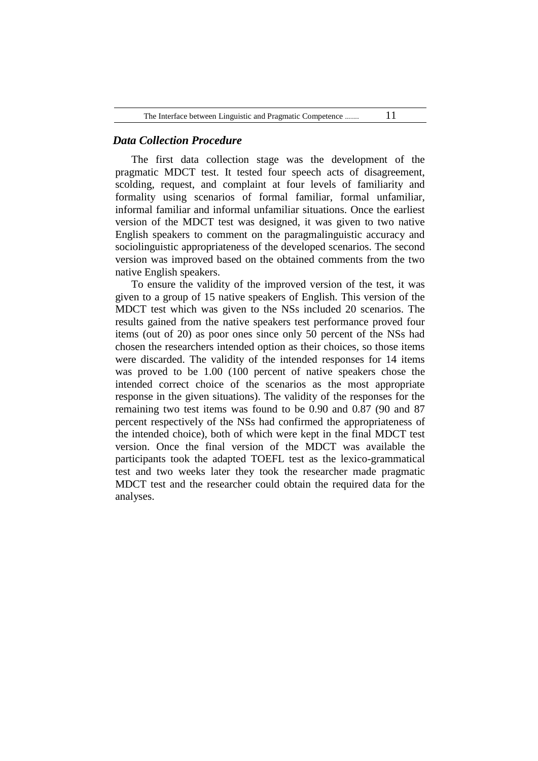### *Data Collection Procedure*

The first data collection stage was the development of the pragmatic MDCT test. It tested four speech acts of disagreement, scolding, request, and complaint at four levels of familiarity and formality using scenarios of formal familiar, formal unfamiliar, informal familiar and informal unfamiliar situations. Once the earliest version of the MDCT test was designed, it was given to two native English speakers to comment on the paragmalinguistic accuracy and sociolinguistic appropriateness of the developed scenarios. The second version was improved based on the obtained comments from the two native English speakers.

To ensure the validity of the improved version of the test, it was given to a group of 15 native speakers of English. This version of the MDCT test which was given to the NSs included 20 scenarios. The results gained from the native speakers test performance proved four items (out of 20) as poor ones since only 50 percent of the NSs had chosen the researchers intended option as their choices, so those items were discarded. The validity of the intended responses for 14 items was proved to be 1.00 (100 percent of native speakers chose the intended correct choice of the scenarios as the most appropriate response in the given situations). The validity of the responses for the remaining two test items was found to be 0.90 and 0.87 (90 and 87 percent respectively of the NSs had confirmed the appropriateness of the intended choice), both of which were kept in the final MDCT test version. Once the final version of the MDCT was available the participants took the adapted TOEFL test as the lexico-grammatical test and two weeks later they took the researcher made pragmatic MDCT test and the researcher could obtain the required data for the analyses.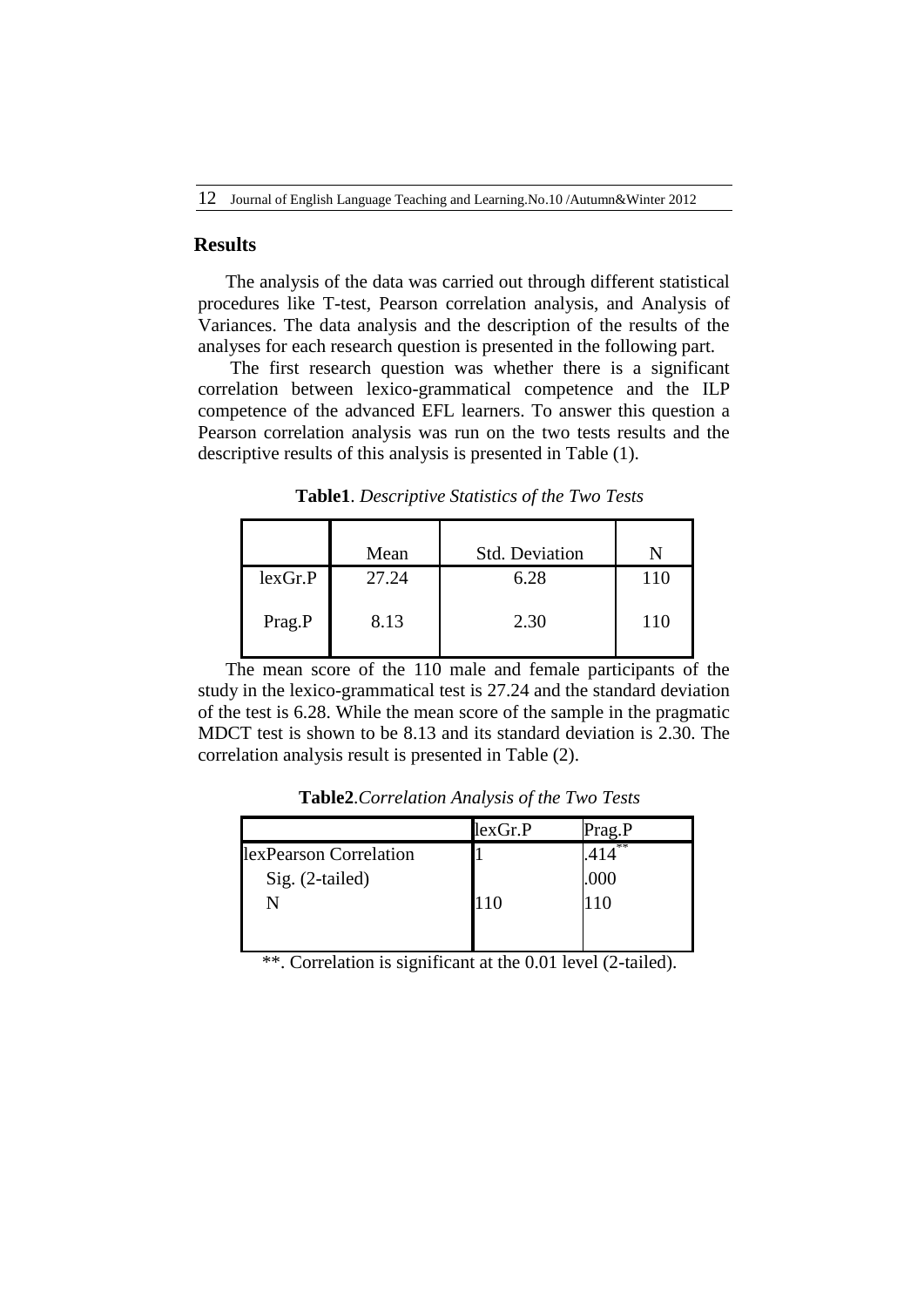## Results

The analysis of the data was carried out through different statistical procedures like T-test, Pearson correlation analysis, and Analysis of Variances. The data analysis and the description of the results of the analyses for each research question is presented in the following part.

The first research question was whether there is a significant correlation between lexico-grammatical competence and the ILP competence of the advanced EFL learners. To answer this question a Pearson correlation analysis was run on the two tests results and the descriptive results of this analysis is presented in Table (1).

**Table1**. *Descriptive Statistics of the Two Tests*

| | Mean | Std. Deviation | N |
|---|---|---|---|
| lexGr.P | 27.24 | 6.28 | 110 |
| Prag.P | 8.13 | 2.30 | 110 |

The mean score of the 110 male and female participants of the study in the lexico-grammatical test is 27.24 and the standard deviation of the test is 6.28. While the mean score of the sample in the pragmatic MDCT test is shown to be 8.13 and its standard deviation is 2.30. The correlation analysis result is presented in Table (2).

**Table2**.*Correlation Analysis of the Two Tests*

| | lexGr.P | Prag.P |
|---|---|---|
| lexPearson Correlation | 1 | .414** |
| Sig. (2-tailed) | | .000 |
| N | 110 | 110 |

**. Correlation is significant at the 0.01 level (2-tailed).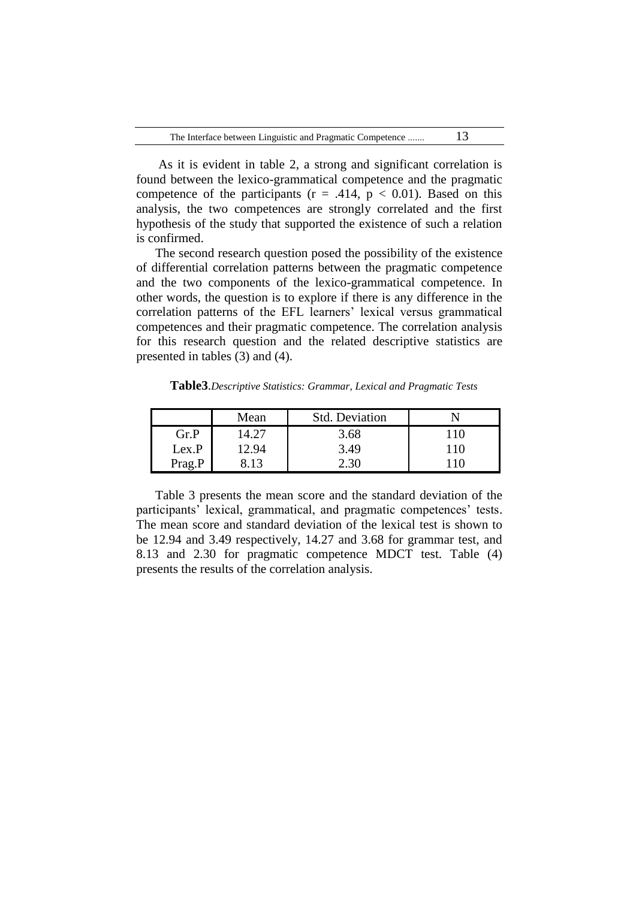As it is evident in table 2, a strong and significant correlation is found between the lexico-grammatical competence and the pragmatic competence of the participants ($r = .414$, $p < 0.01$). Based on this analysis, the two competences are strongly correlated and the first hypothesis of the study that supported the existence of such a relation is confirmed.

The second research question posed the possibility of the existence of differential correlation patterns between the pragmatic competence and the two components of the lexico-grammatical competence. In other words, the question is to explore if there is any difference in the correlation patterns of the EFL learners' lexical versus grammatical competences and their pragmatic competence. The correlation analysis for this research question and the related descriptive statistics are presented in tables (3) and (4).

**Table3**.*Descriptive Statistics: Grammar, Lexical and Pragmatic Tests*

| | Mean | Std. Deviation | N |
|---|---|---|---|
| Gr.P | 14.27 | 3.68 | 110 |
| Lex.P | 12.94 | 3.49 | 110 |
| Prag.P | 8.13 | 2.30 | 110 |

Table 3 presents the mean score and the standard deviation of the participants' lexical, grammatical, and pragmatic competences' tests. The mean score and standard deviation of the lexical test is shown to be 12.94 and 3.49 respectively, 14.27 and 3.68 for grammar test, and 8.13 and 2.30 for pragmatic competence MDCT test. Table (4) presents the results of the correlation analysis.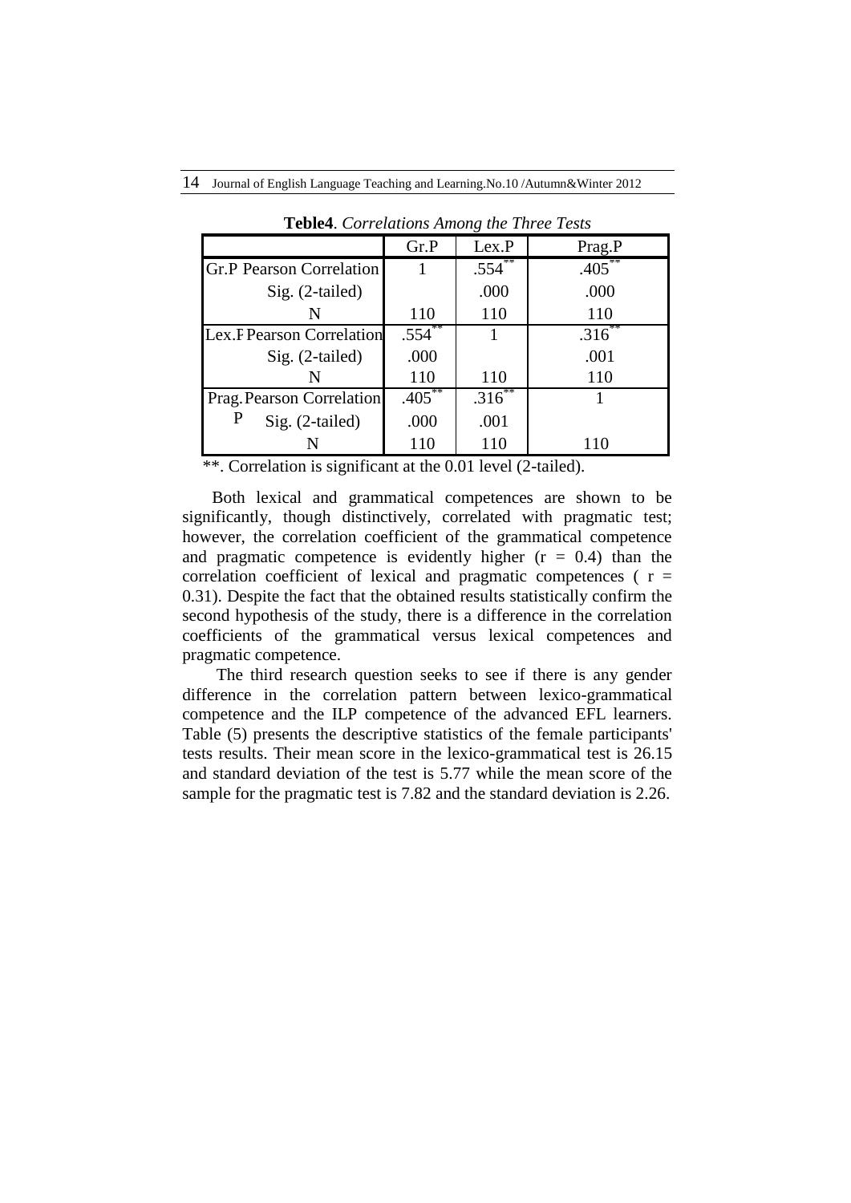**Teble4**. *Correlations Among the Three Tests*

| | | Gr.P | Lex.P | Prag.P |
|---|---|---|---|---|
| Gr.P | Pearson Correlation | 1 | .554** | .405** |
| | Sig. (2-tailed) | | .000 | .000 |
| | N | 110 | 110 | 110 |
| Lex.P | Pearson Correlation | .554** | 1 | .316** |
| | Sig. (2-tailed) | .000 | | .001 |
| | N | 110 | 110 | 110 |
| Prag.P | Pearson Correlation | .405** | .316** | 1 |
| | Sig. (2-tailed) | .000 | .001 | |
| | N | 110 | 110 | 110 |

**. Correlation is significant at the 0.01 level (2-tailed).

Both lexical and grammatical competences are shown to be significantly, though distinctively, correlated with pragmatic test; however, the correlation coefficient of the grammatical competence and pragmatic competence is evidently higher ($r = 0.4$) than the correlation coefficient of lexical and pragmatic competences ( $r = 0.31$). Despite the fact that the obtained results statistically confirm the second hypothesis of the study, there is a difference in the correlation coefficients of the grammatical versus lexical competences and pragmatic competence.

The third research question seeks to see if there is any gender difference in the correlation pattern between lexico-grammatical competence and the ILP competence of the advanced EFL learners. Table (5) presents the descriptive statistics of the female participants' tests results. Their mean score in the lexico-grammatical test is 26.15 and standard deviation of the test is 5.77 while the mean score of the sample for the pragmatic test is 7.82 and the standard deviation is 2.26.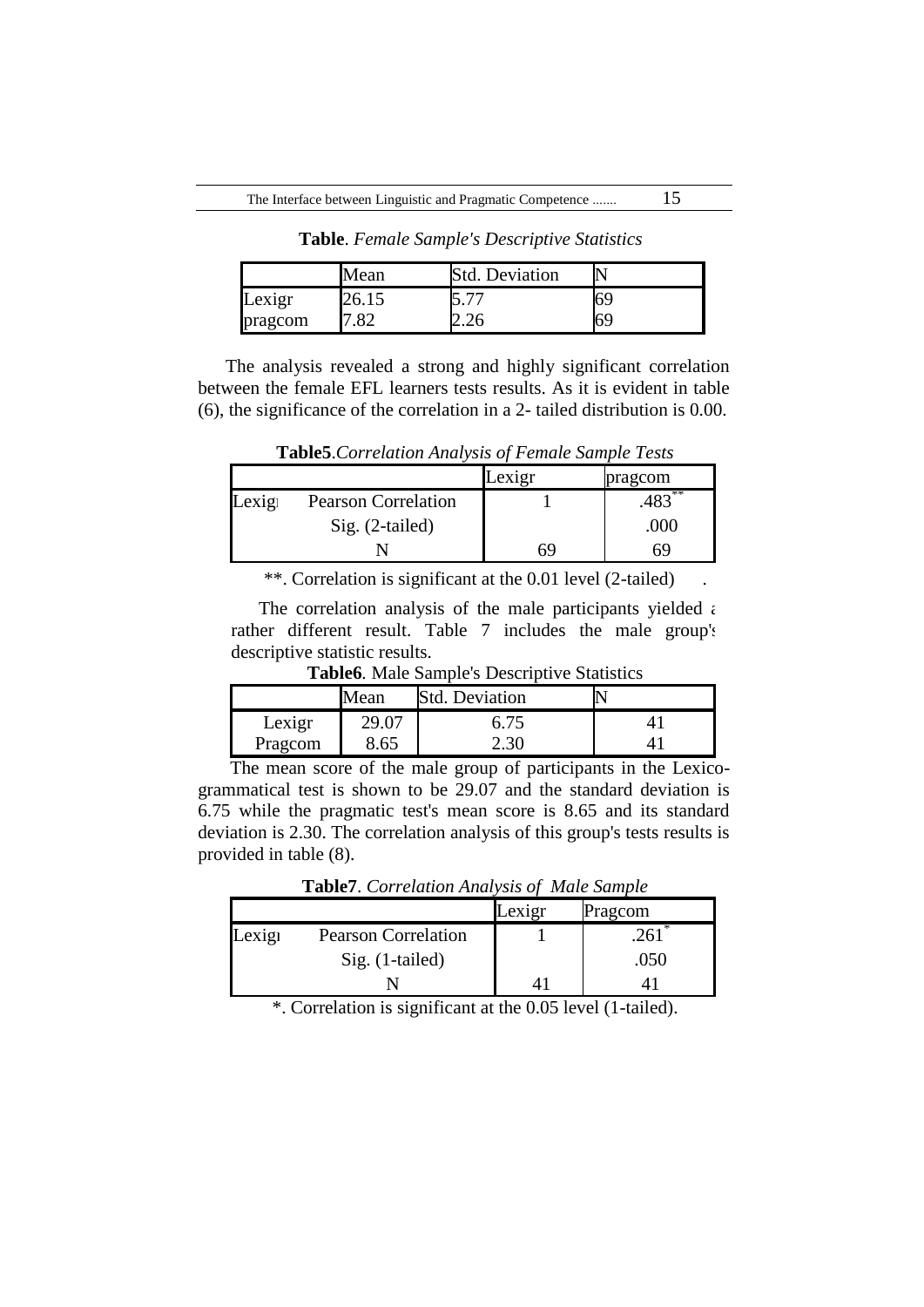**Table**. *Female Sample's Descriptive Statistics*

| | Mean | Std. Deviation | N |
|---|---|---|---|
| Lexigr | 26.15 | 5.77 | 69 |
| pragcom | 7.82 | 2.26 | 69 |

The analysis revealed a strong and highly significant correlation between the female EFL learners tests results. As it is evident in table (6), the significance of the correlation in a 2- tailed distribution is 0.00.

**Table5**.*Correlation Analysis of Female Sample Tests*

| | | Lexigr | pragcom |
|---|---|---|---|
| Lexigr | Pearson Correlation | 1 | .483** |
| | Sig. (2-tailed) | | .000 |
| | N | 69 | 69 |

**. Correlation is significant at the 0.01 level (2-tailed) .

The correlation analysis of the male participants yielded a rather different result. Table 7 includes the male group's descriptive statistic results.

**Table6**. Male Sample's Descriptive Statistics

| | Mean | Std. Deviation | N |
|---|---|---|---|
| Lexigr | 29.07 | 6.75 | 41 |
| Pragcom | 8.65 | 2.30 | 41 |

The mean score of the male group of participants in the Lexico-grammatical test is shown to be 29.07 and the standard deviation is 6.75 while the pragmatic test's mean score is 8.65 and its standard deviation is 2.30. The correlation analysis of this group's tests results is provided in table (8).

**Table7**. *Correlation Analysis of Male Sample*

| | | Lexigr | Pragcom |
|---|---|---|---|
| Lexigr | Pearson Correlation | 1 | .261* |
| | Sig. (1-tailed) | | .050 |
| | N | 41 | 41 |

*. Correlation is significant at the 0.05 level (1-tailed).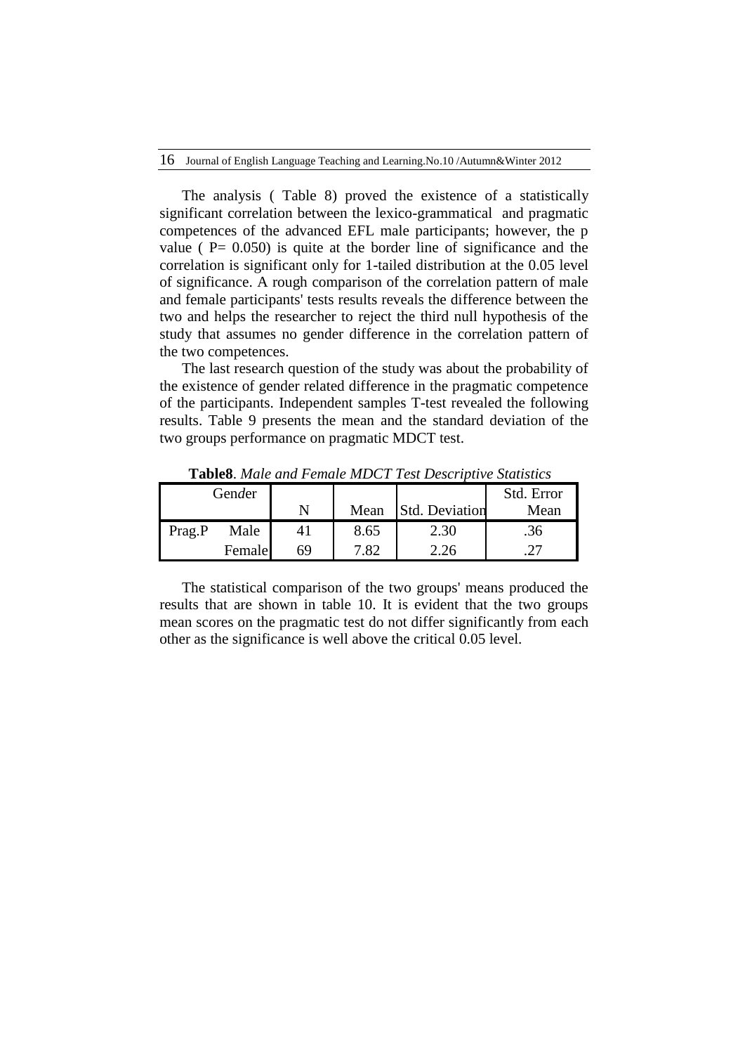The analysis ( Table 8) proved the existence of a statistically significant correlation between the lexico-grammatical and pragmatic competences of the advanced EFL male participants; however, the p value ( P= 0.050) is quite at the border line of significance and the correlation is significant only for 1-tailed distribution at the 0.05 level of significance. A rough comparison of the correlation pattern of male and female participants' tests results reveals the difference between the two and helps the researcher to reject the third null hypothesis of the study that assumes no gender difference in the correlation pattern of the two competences.

The last research question of the study was about the probability of the existence of gender related difference in the pragmatic competence of the participants. Independent samples T-test revealed the following results. Table 9 presents the mean and the standard deviation of the two groups performance on pragmatic MDCT test.

**Table8**. *Male and Female MDCT Test Descriptive Statistics*

| | Gender | N | Mean | Std. Deviation | Std. Error Mean |
|---|---|---|---|---|---|
| Prag.P | Male | 41 | 8.65 | 2.30 | .36 |
| | Female | 69 | 7.82 | 2.26 | .27 |

The statistical comparison of the two groups' means produced the results that are shown in table 10. It is evident that the two groups mean scores on the pragmatic test do not differ significantly from each other as the significance is well above the critical 0.05 level.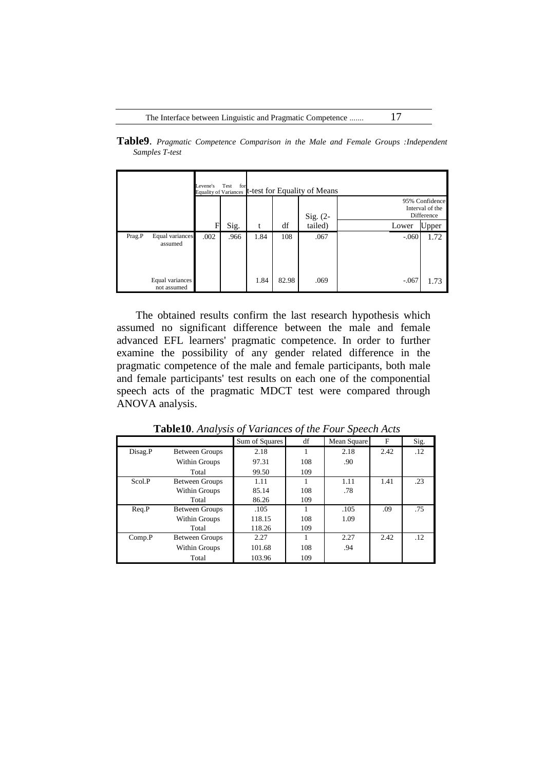**Table9**. *Pragmatic Competence Comparison in the Male and Female Groups :Independent Samples T-test*

| | | Levene's Test for Equality of Variances | | t-test for Equality of Means | | | | |
|---|---|---|---|---|---|---|---|---|
| | | | | | | | 95% Confidence Interval of the Difference | |
| | | F | Sig. | t | df | Sig. (2-tailed) | Lower | Upper |
| Prag.P | Equal variances assumed | .002 | .966 | 1.84 | 108 | .067 | -.060 | 1.72 |
| | Equal variances not assumed | | | 1.84 | 82.98 | .069 | -.067 | 1.73 |

The obtained results confirm the last research hypothesis which assumed no significant difference between the male and female advanced EFL learners' pragmatic competence. In order to further examine the possibility of any gender related difference in the pragmatic competence of the male and female participants, both male and female participants' test results on each one of the componential speech acts of the pragmatic MDCT test were compared through ANOVA analysis.

**Table10**. *Analysis of Variances of the Four Speech Acts*

| | | Sum of Squares | df | Mean Square | F | Sig. |
|---|---|---|---|---|---|---|
| Disag.P | Between Groups | 2.18 | 1 | 2.18 | 2.42 | .12 |
| | Within Groups | 97.31 | 108 | .90 | | |
| | Total | 99.50 | 109 | | | |
| Scol.P | Between Groups | 1.11 | 1 | 1.11 | 1.41 | .23 |
| | Within Groups | 85.14 | 108 | .78 | | |
| | Total | 86.26 | 109 | | | |
| Req.P | Between Groups | .105 | 1 | .105 | .09 | .75 |
| | Within Groups | 118.15 | 108 | 1.09 | | |
| | Total | 118.26 | 109 | | | |
| Comp.P | Between Groups | 2.27 | 1 | 2.27 | 2.42 | .12 |
| | Within Groups | 101.68 | 108 | .94 | | |
| | Total | 103.96 | 109 | | | |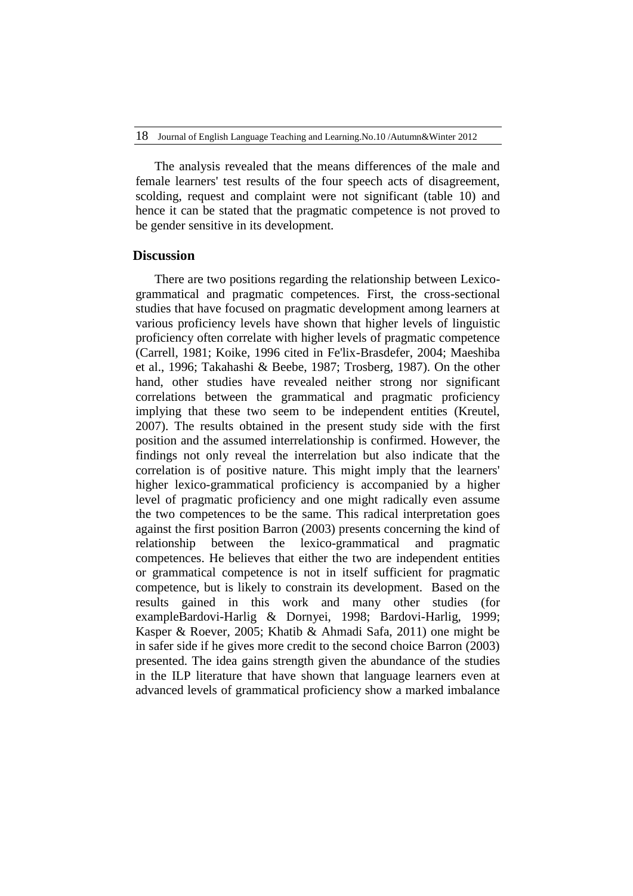The analysis revealed that the means differences of the male and female learners' test results of the four speech acts of disagreement, scolding, request and complaint were not significant (table 10) and hence it can be stated that the pragmatic competence is not proved to be gender sensitive in its development.

## Discussion

There are two positions regarding the relationship between Lexico-grammatical and pragmatic competences. First, the cross-sectional studies that have focused on pragmatic development among learners at various proficiency levels have shown that higher levels of linguistic proficiency often correlate with higher levels of pragmatic competence (Carrell, 1981; Koike, 1996 cited in Fe'lix-Brasdefer, 2004; Maeshiba et al., 1996; Takahashi & Beebe, 1987; Trosberg, 1987). On the other hand, other studies have revealed neither strong nor significant correlations between the grammatical and pragmatic proficiency implying that these two seem to be independent entities (Kreutel, 2007). The results obtained in the present study side with the first position and the assumed interrelationship is confirmed. However, the findings not only reveal the interrelation but also indicate that the correlation is of positive nature. This might imply that the learners' higher lexico-grammatical proficiency is accompanied by a higher level of pragmatic proficiency and one might radically even assume the two competences to be the same. This radical interpretation goes against the first position Barron (2003) presents concerning the kind of relationship between the lexico-grammatical and pragmatic competences. He believes that either the two are independent entities or grammatical competence is not in itself sufficient for pragmatic competence, but is likely to constrain its development. Based on the results gained in this work and many other studies (for exampleBardovi-Harlig & Dornyei, 1998; Bardovi-Harlig, 1999; Kasper & Roever, 2005; Khatib & Ahmadi Safa, 2011) one might be in safer side if he gives more credit to the second choice Barron (2003) presented. The idea gains strength given the abundance of the studies in the ILP literature that have shown that language learners even at advanced levels of grammatical proficiency show a marked imbalance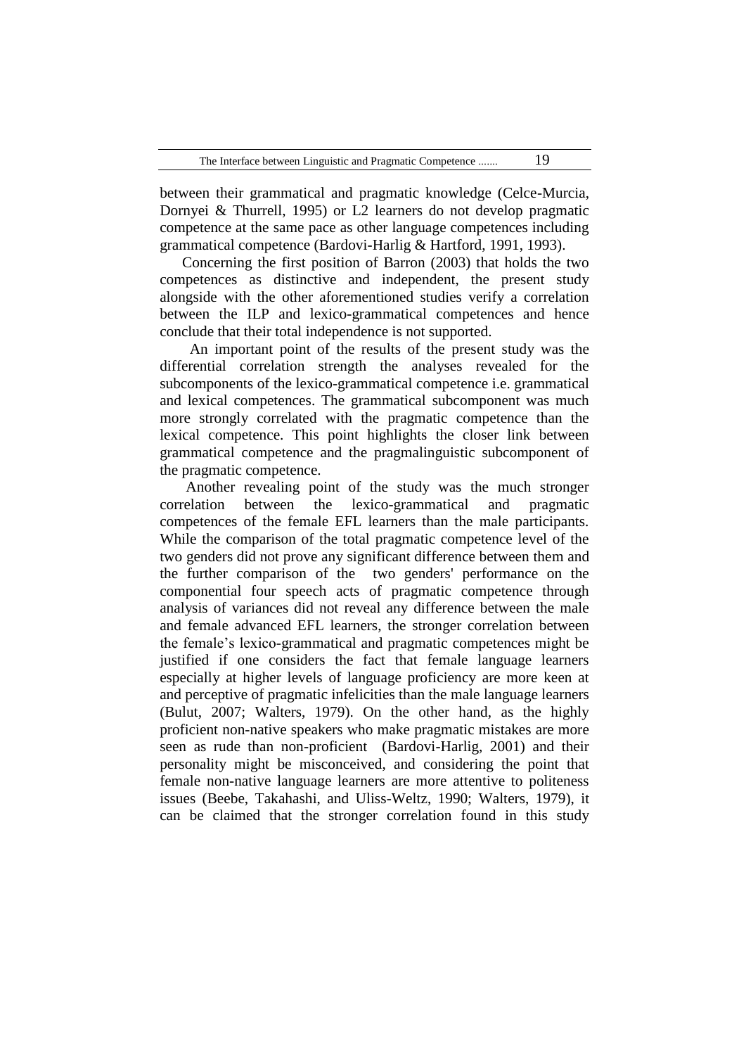between their grammatical and pragmatic knowledge (Celce-Murcia, Dornyei & Thurrell, 1995) or L2 learners do not develop pragmatic competence at the same pace as other language competences including grammatical competence (Bardovi-Harlig & Hartford, 1991, 1993).

Concerning the first position of Barron (2003) that holds the two competences as distinctive and independent, the present study alongside with the other aforementioned studies verify a correlation between the ILP and lexico-grammatical competences and hence conclude that their total independence is not supported.

An important point of the results of the present study was the differential correlation strength the analyses revealed for the subcomponents of the lexico-grammatical competence i.e. grammatical and lexical competences. The grammatical subcomponent was much more strongly correlated with the pragmatic competence than the lexical competence. This point highlights the closer link between grammatical competence and the pragmalinguistic subcomponent of the pragmatic competence.

Another revealing point of the study was the much stronger correlation between the lexico-grammatical and pragmatic competences of the female EFL learners than the male participants. While the comparison of the total pragmatic competence level of the two genders did not prove any significant difference between them and the further comparison of the two genders' performance on the componential four speech acts of pragmatic competence through analysis of variances did not reveal any difference between the male and female advanced EFL learners, the stronger correlation between the female's lexico-grammatical and pragmatic competences might be justified if one considers the fact that female language learners especially at higher levels of language proficiency are more keen at and perceptive of pragmatic infelicities than the male language learners (Bulut, 2007; Walters, 1979). On the other hand, as the highly proficient non-native speakers who make pragmatic mistakes are more seen as rude than non-proficient (Bardovi-Harlig, 2001) and their personality might be misconceived, and considering the point that female non-native language learners are more attentive to politeness issues (Beebe, Takahashi, and Uliss-Weltz, 1990; Walters, 1979), it can be claimed that the stronger correlation found in this study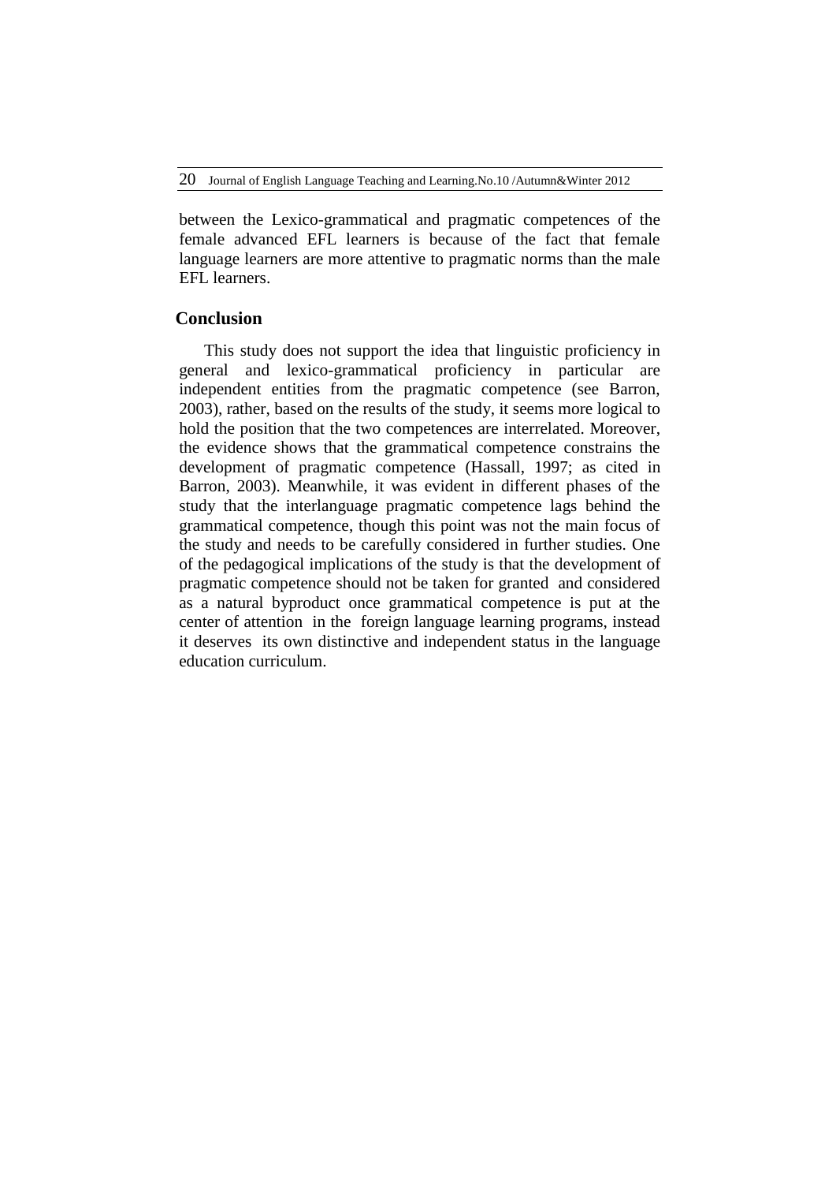between the Lexico-grammatical and pragmatic competences of the female advanced EFL learners is because of the fact that female language learners are more attentive to pragmatic norms than the male EFL learners.

## Conclusion

This study does not support the idea that linguistic proficiency in general and lexico-grammatical proficiency in particular are independent entities from the pragmatic competence (see Barron, 2003), rather, based on the results of the study, it seems more logical to hold the position that the two competences are interrelated. Moreover, the evidence shows that the grammatical competence constrains the development of pragmatic competence (Hassall, 1997; as cited in Barron, 2003). Meanwhile, it was evident in different phases of the study that the interlanguage pragmatic competence lags behind the grammatical competence, though this point was not the main focus of the study and needs to be carefully considered in further studies. One of the pedagogical implications of the study is that the development of pragmatic competence should not be taken for granted and considered as a natural byproduct once grammatical competence is put at the center of attention in the foreign language learning programs, instead it deserves its own distinctive and independent status in the language education curriculum.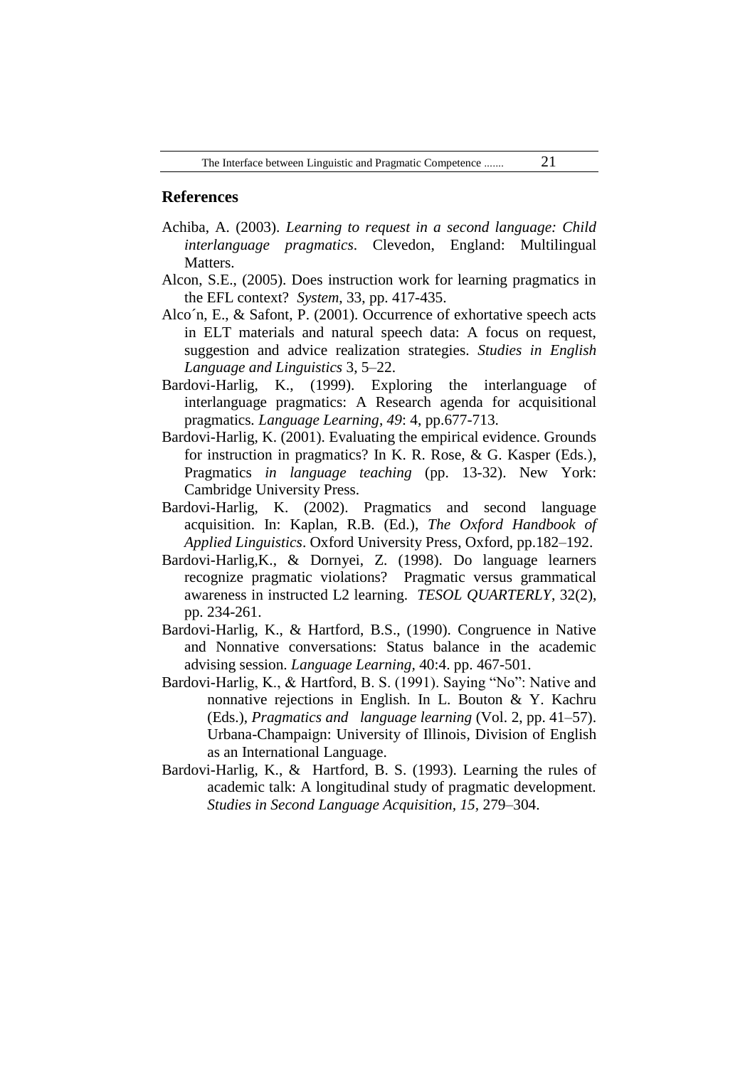## References

Achiba, A. (2003). *Learning to request in a second language: Child interlanguage pragmatics*. Clevedon, England: Multilingual Matters.

Alcon, S.E., (2005). Does instruction work for learning pragmatics in the EFL context? *System*, 33, pp. 417-435.

Alco´n, E., & Safont, P. (2001). Occurrence of exhortative speech acts in ELT materials and natural speech data: A focus on request, suggestion and advice realization strategies. *Studies in English Language and Linguistics* 3, 5–22.

Bardovi-Harlig, K., (1999). Exploring the interlanguage of interlanguage pragmatics: A Research agenda for acquisitional pragmatics. *Language Learning*, *49*: 4, pp.677-713.

Bardovi-Harlig, K. (2001). Evaluating the empirical evidence. Grounds for instruction in pragmatics? In K. R. Rose, & G. Kasper (Eds.), Pragmatics *in language teaching* (pp. 13-32). New York: Cambridge University Press.

Bardovi-Harlig, K. (2002). Pragmatics and second language acquisition. In: Kaplan, R.B. (Ed.), *The Oxford Handbook of Applied Linguistics*. Oxford University Press, Oxford, pp.182–192.

Bardovi-Harlig,K., & Dornyei, Z. (1998). Do language learners recognize pragmatic violations? Pragmatic versus grammatical awareness in instructed L2 learning. *TESOL QUARTERLY*, 32(2), pp. 234-261.

Bardovi-Harlig, K., & Hartford, B.S., (1990). Congruence in Native and Nonnative conversations: Status balance in the academic advising session. *Language Learning*, 40:4. pp. 467-501.

Bardovi-Harlig, K., & Hartford, B. S. (1991). Saying "No": Native and nonnative rejections in English. In L. Bouton & Y. Kachru (Eds.), *Pragmatics and language learning* (Vol. 2, pp. 41–57). Urbana-Champaign: University of Illinois, Division of English as an International Language.

Bardovi-Harlig, K., & Hartford, B. S. (1993). Learning the rules of academic talk: A longitudinal study of pragmatic development. *Studies in Second Language Acquisition, 15*, 279–304.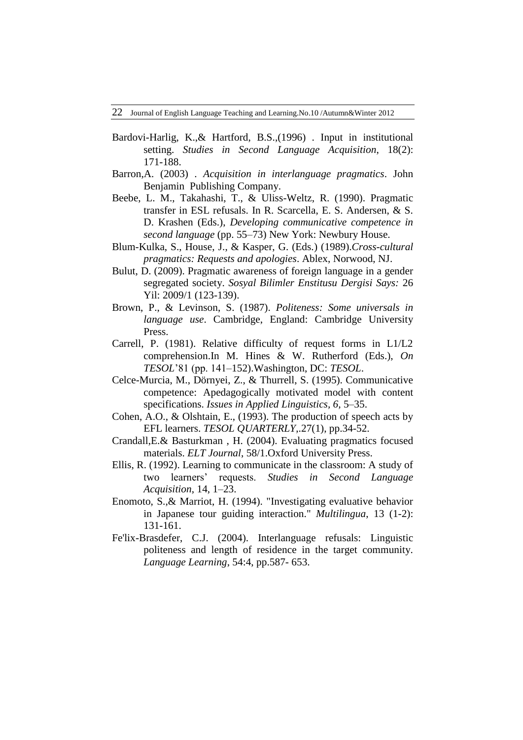Bardovi-Harlig, K.,& Hartford, B.S.,(1996) . Input in institutional setting. *Studies in Second Language Acquisition*, 18(2): 171-188.

Barron,A. (2003) . *Acquisition in interlanguage pragmatics*. John Benjamin Publishing Company.

Beebe, L. M., Takahashi, T., & Uliss-Weltz, R. (1990). Pragmatic transfer in ESL refusals. In R. Scarcella, E. S. Andersen, & S. D. Krashen (Eds.), *Developing communicative competence in second language* (pp. 55–73) New York: Newbury House.

Blum-Kulka, S., House, J., & Kasper, G. (Eds.) (1989).*Cross-cultural pragmatics: Requests and apologies*. Ablex, Norwood, NJ.

Bulut, D. (2009). Pragmatic awareness of foreign language in a gender segregated society. *Sosyal Bilimler Enstitusu Dergisi Says:* 26 Yil: 2009/1 (123-139).

Brown, P., & Levinson, S. (1987). *Politeness: Some universals in language use*. Cambridge, England: Cambridge University Press.

Carrell, P. (1981). Relative difficulty of request forms in L1/L2 comprehension.In M. Hines & W. Rutherford (Eds.), *On TESOL*'81 (pp. 141–152).Washington, DC: *TESOL*.

Celce-Murcia, M., Dörnyei, Z., & Thurrell, S. (1995). Communicative competence: Apedagogically motivated model with content specifications. *Issues in Applied Linguistics, 6*, 5–35.

Cohen, A.O., & Olshtain, E., (1993). The production of speech acts by EFL learners. *TESOL QUARTERLY*,.27(1), pp.34-52.

Crandall,E.& Basturkman , H. (2004). Evaluating pragmatics focused materials. *ELT Journal*, 58/1.Oxford University Press.

Ellis, R. (1992). Learning to communicate in the classroom: A study of two learners' requests. *Studies in Second Language Acquisition*, 14, 1–23.

Enomoto, S.,& Marriot, H. (1994). "Investigating evaluative behavior in Japanese tour guiding interaction." *Multilingua*, 13 (1-2): 131-161.

Fe'lix-Brasdefer, C.J. (2004). Interlanguage refusals: Linguistic politeness and length of residence in the target community. *Language Learning*, 54:4, pp.587- 653.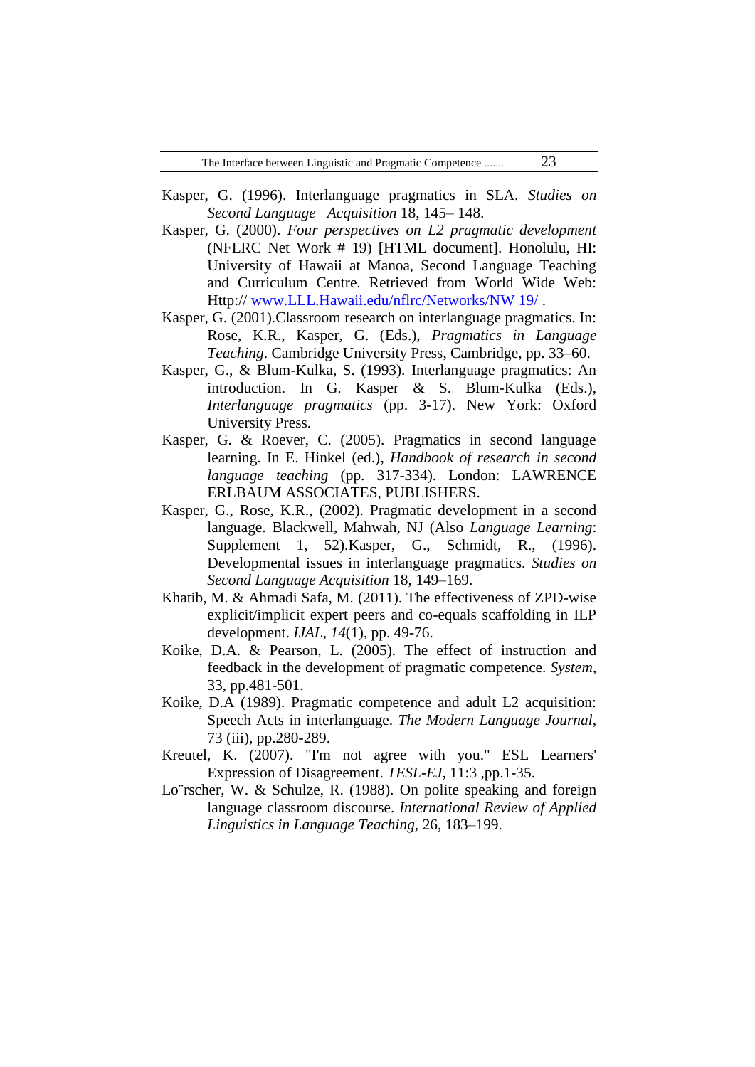Kasper, G. (1996). Interlanguage pragmatics in SLA. *Studies on Second Language Acquisition* 18, 145– 148.

Kasper, G. (2000). *Four perspectives on L2 pragmatic development* (NFLRC Net Work # 19) [HTML document]. Honolulu, HI: University of Hawaii at Manoa, Second Language Teaching and Curriculum Centre. Retrieved from World Wide Web: Http:// www.LLL.Hawaii.edu/nflrc/Networks/NW 19/ .

Kasper, G. (2001).Classroom research on interlanguage pragmatics. In: Rose, K.R., Kasper, G. (Eds.), *Pragmatics in Language Teaching*. Cambridge University Press, Cambridge, pp. 33–60.

Kasper, G., & Blum-Kulka, S. (1993). Interlanguage pragmatics: An introduction. In G. Kasper & S. Blum-Kulka (Eds.), *Interlanguage pragmatics* (pp. 3-17). New York: Oxford University Press.

Kasper, G. & Roever, C. (2005). Pragmatics in second language learning. In E. Hinkel (ed.), *Handbook of research in second language teaching* (pp. 317-334). London: LAWRENCE ERLBAUM ASSOCIATES, PUBLISHERS.

Kasper, G., Rose, K.R., (2002). Pragmatic development in a second language. Blackwell, Mahwah, NJ (Also *Language Learning*: Supplement 1, 52).Kasper, G., Schmidt, R., (1996). Developmental issues in interlanguage pragmatics. *Studies on Second Language Acquisition* 18, 149–169.

Khatib, M. & Ahmadi Safa, M. (2011). The effectiveness of ZPD-wise explicit/implicit expert peers and co-equals scaffolding in ILP development. *IJAL, 14*(1), pp. 49-76.

Koike, D.A. & Pearson, L. (2005). The effect of instruction and feedback in the development of pragmatic competence. *System*, 33, pp.481-501.

Koike, D.A (1989). Pragmatic competence and adult L2 acquisition: Speech Acts in interlanguage. *The Modern Language Journal*, 73 (iii), pp.280-289.

Kreutel, K. (2007). "I'm not agree with you." ESL Learners' Expression of Disagreement. *TESL-EJ*, 11:3 ,pp.1-35.

Lo¨rscher, W. & Schulze, R. (1988). On polite speaking and foreign language classroom discourse. *International Review of Applied Linguistics in Language Teaching*, 26, 183–199.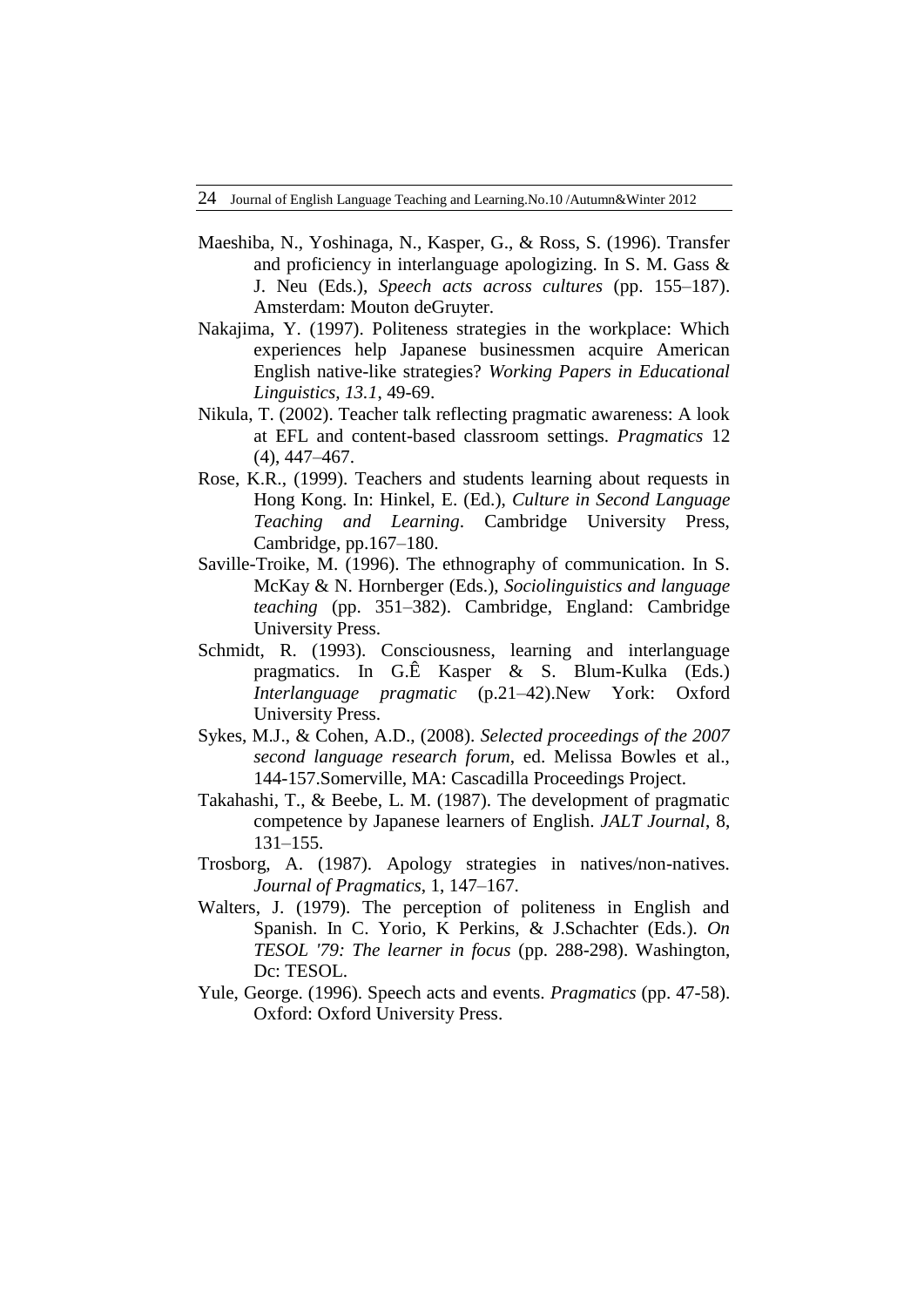Maeshiba, N., Yoshinaga, N., Kasper, G., & Ross, S. (1996). Transfer and proficiency in interlanguage apologizing. In S. M. Gass & J. Neu (Eds.), *Speech acts across cultures* (pp. 155–187). Amsterdam: Mouton deGruyter.

Nakajima, Y. (1997). Politeness strategies in the workplace: Which experiences help Japanese businessmen acquire American English native-like strategies? *Working Papers in Educational Linguistics, 13.1*, 49-69.

Nikula, T. (2002). Teacher talk reflecting pragmatic awareness: A look at EFL and content-based classroom settings. *Pragmatics* 12 (4), 447–467.

Rose, K.R., (1999). Teachers and students learning about requests in Hong Kong. In: Hinkel, E. (Ed.), *Culture in Second Language Teaching and Learning*. Cambridge University Press, Cambridge, pp.167–180.

Saville-Troike, M. (1996). The ethnography of communication. In S. McKay & N. Hornberger (Eds.), *Sociolinguistics and language teaching* (pp. 351–382). Cambridge, England: Cambridge University Press.

Schmidt, R. (1993). Consciousness, learning and interlanguage pragmatics. In G.Ê Kasper & S. Blum-Kulka (Eds.) *Interlanguage pragmatic* (p.21–42).New York: Oxford University Press.

Sykes, M.J., & Cohen, A.D., (2008). *Selected proceedings of the 2007 second language research forum*, ed. Melissa Bowles et al., 144-157.Somerville, MA: Cascadilla Proceedings Project.

Takahashi, T., & Beebe, L. M. (1987). The development of pragmatic competence by Japanese learners of English. *JALT Journal*, 8, 131–155.

Trosborg, A. (1987). Apology strategies in natives/non-natives. *Journal of Pragmatics*, 1, 147–167.

Walters, J. (1979). The perception of politeness in English and Spanish. In C. Yorio, K Perkins, & J.Schachter (Eds.). *On TESOL '79: The learner in focus* (pp. 288-298). Washington, Dc: TESOL.

Yule, George. (1996). Speech acts and events. *Pragmatics* (pp. 47-58). Oxford: Oxford University Press.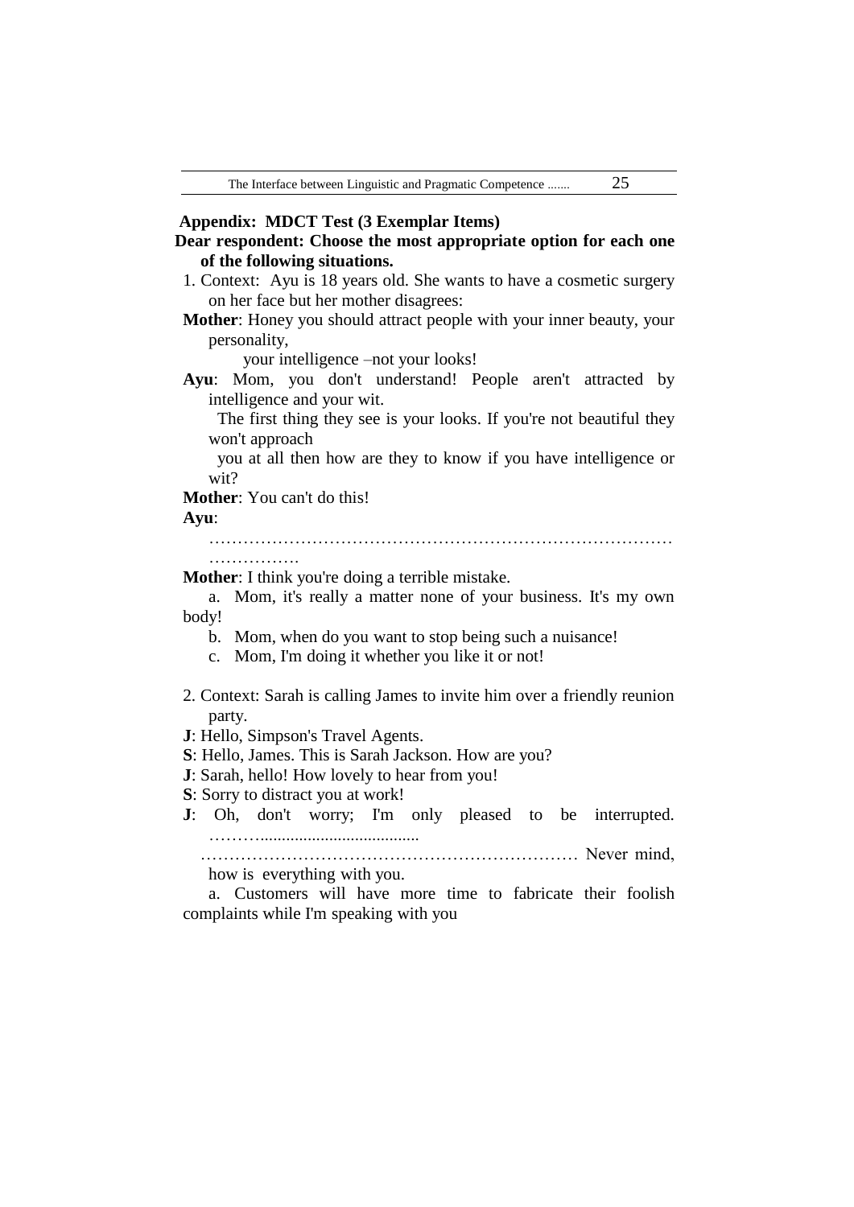**Appendix: MDCT Test (3 Exemplar Items)**

**Dear respondent: Choose the most appropriate option for each one of the following situations.**

1. Context: Ayu is 18 years old. She wants to have a cosmetic surgery on her face but her mother disagrees:

**Mother**: Honey you should attract people with your inner beauty, your personality,
your intelligence –not your looks!

**Ayu**: Mom, you don't understand! People aren't attracted by intelligence and your wit.
The first thing they see is your looks. If you're not beautiful they won't approach
you at all then how are they to know if you have intelligence or wit?

**Mother**: You can't do this!

**Ayu**: ……………………………………………………………………………………….

**Mother**: I think you're doing a terrible mistake.

a. Mom, it's really a matter none of your business. It's my own body!

b. Mom, when do you want to stop being such a nuisance!

c. Mom, I'm doing it whether you like it or not!

2. Context: Sarah is calling James to invite him over a friendly reunion party.

**J**: Hello, Simpson's Travel Agents.

**S**: Hello, James. This is Sarah Jackson. How are you?

**J**: Sarah, hello! How lovely to hear from you!

**S**: Sorry to distract you at work!

**J**: Oh, don't worry; I'm only pleased to be interrupted. ………...................................
………………………………………………………… Never mind, how is everything with you.

a. Customers will have more time to fabricate their foolish complaints while I'm speaking with you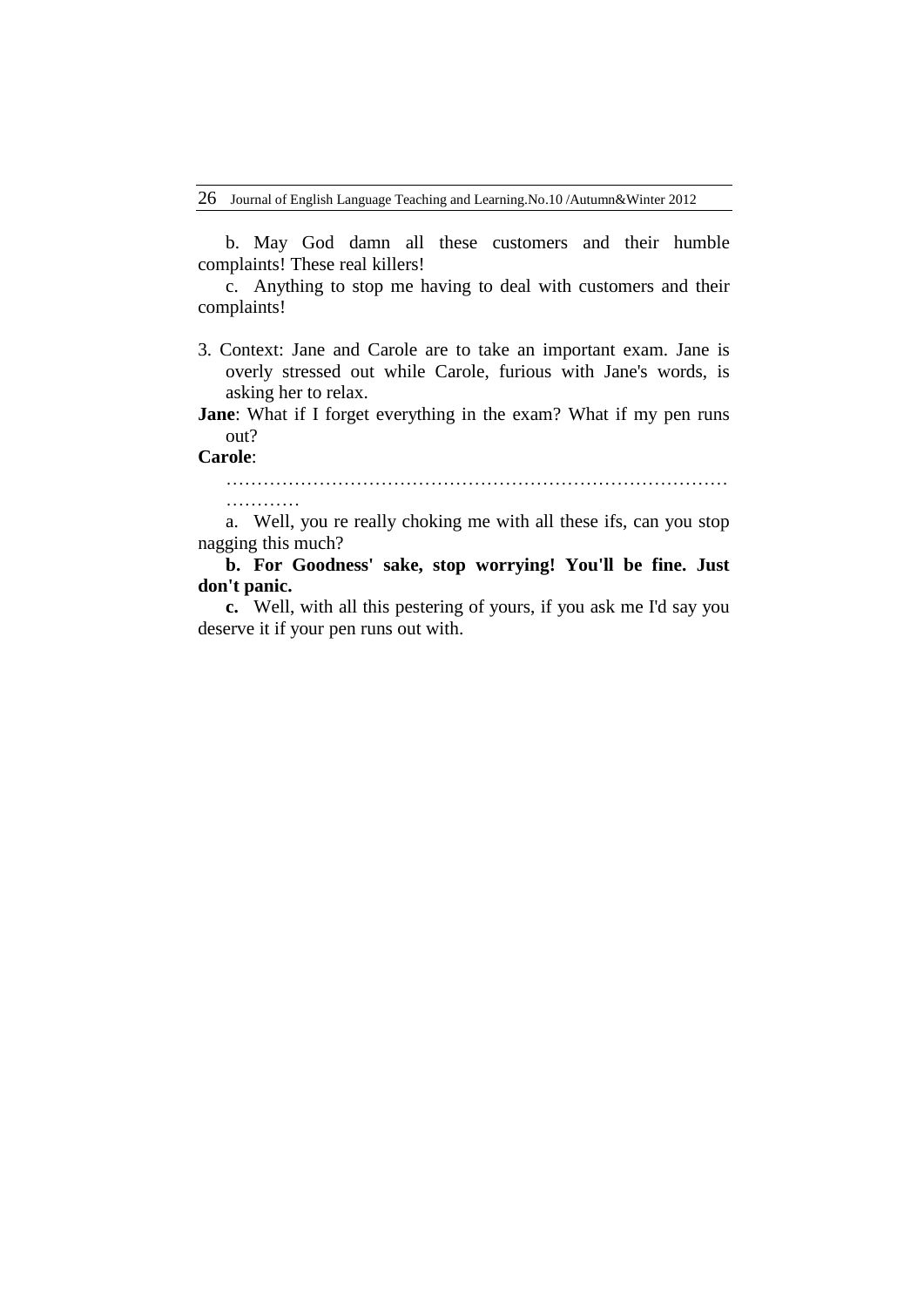b. May God damn all these customers and their humble complaints! These real killers!

c. Anything to stop me having to deal with customers and their complaints!

3. Context: Jane and Carole are to take an important exam. Jane is overly stressed out while Carole, furious with Jane's words, is asking her to relax.

**Jane**: What if I forget everything in the exam? What if my pen runs out?

**Carole**:

……………………………………………………………………………………

a. Well, you re really choking me with all these ifs, can you stop nagging this much?

**b. For Goodness' sake, stop worrying! You'll be fine. Just don't panic.**

**c.** Well, with all this pestering of yours, if you ask me I'd say you deserve it if your pen runs out with.